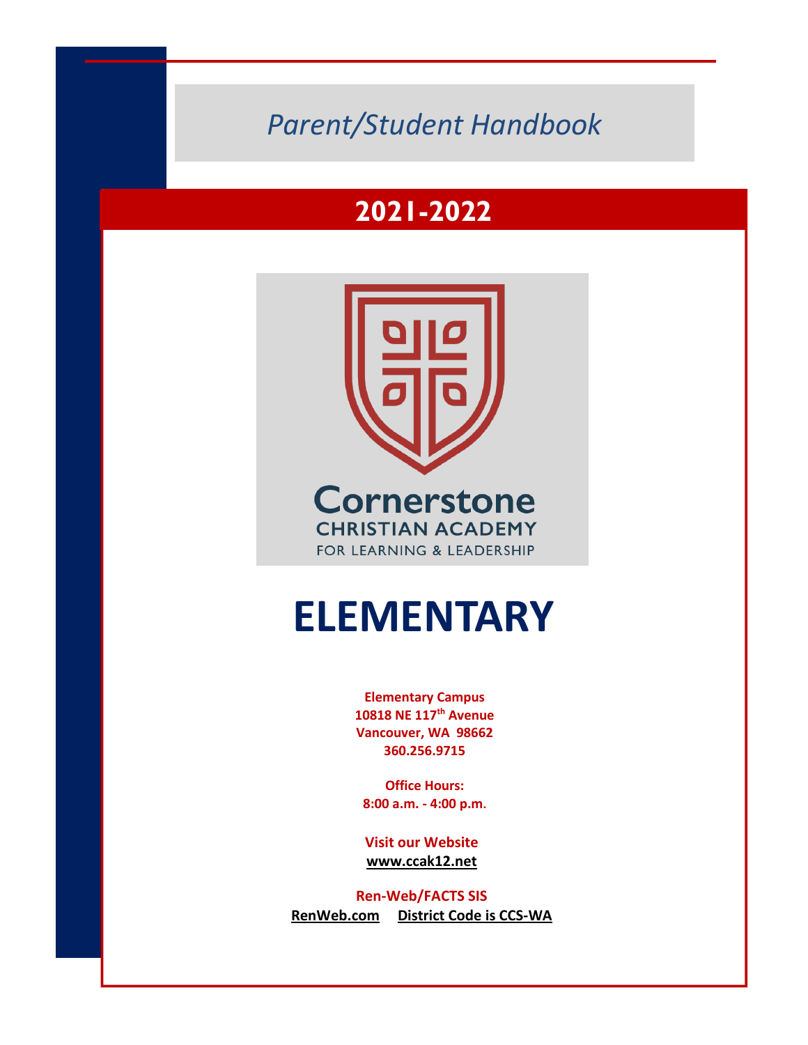*Parent/Student Handbook*

# 2021-2022

Cornerstone
CHRISTIAN ACADEMY
FOR LEARNING & LEADERSHIP

# ELEMENTARY

**Elementary Campus**
**10818 NE 117th Avenue**
**Vancouver, WA 98662**
**360.256.9715**

**Office Hours:**
**8:00 a.m. - 4:00 p.m.**

**Visit our Website**
**www.ccak12.net**

**Ren-Web/FACTS SIS**
**RenWeb.com** **District Code is CCS-WA**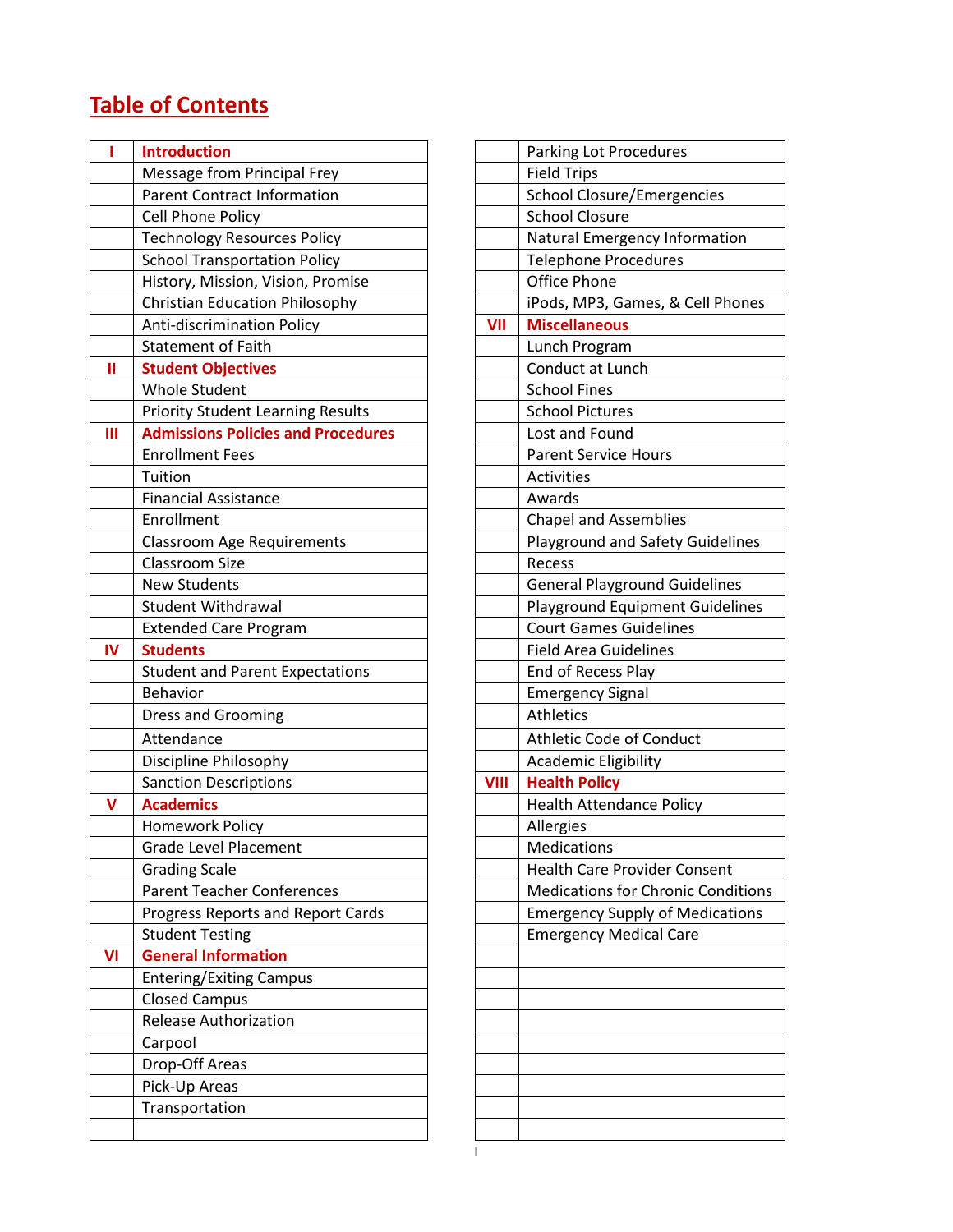# Table of Contents

| | |
|---|---|
| **I** | **Introduction** |
| | Message from Principal Frey |
| | Parent Contract Information |
| | Cell Phone Policy |
| | Technology Resources Policy |
| | School Transportation Policy |
| | History, Mission, Vision, Promise |
| | Christian Education Philosophy |
| | Anti-discrimination Policy |
| | Statement of Faith |
| **II** | **Student Objectives** |
| | Whole Student |
| | Priority Student Learning Results |
| **III** | **Admissions Policies and Procedures** |
| | Enrollment Fees |
| | Tuition |
| | Financial Assistance |
| | Enrollment |
| | Classroom Age Requirements |
| | Classroom Size |
| | New Students |
| | Student Withdrawal |
| | Extended Care Program |
| **IV** | **Students** |
| | Student and Parent Expectations |
| | Behavior |
| | Dress and Grooming |
| | Attendance |
| | Discipline Philosophy |
| | Sanction Descriptions |
| **V** | **Academics** |
| | Homework Policy |
| | Grade Level Placement |
| | Grading Scale |
| | Parent Teacher Conferences |
| | Progress Reports and Report Cards |
| | Student Testing |
| **VI** | **General Information** |
| | Entering/Exiting Campus |
| | Closed Campus |
| | Release Authorization |
| | Carpool |
| | Drop-Off Areas |
| | Pick-Up Areas |
| | Transportation |
| | Parking Lot Procedures |
| | Field Trips |
| | School Closure/Emergencies |
| | School Closure |
| | Natural Emergency Information |
| | Telephone Procedures |
| | Office Phone |
| | iPods, MP3, Games, & Cell Phones |
| **VII** | **Miscellaneous** |
| | Lunch Program |
| | Conduct at Lunch |
| | School Fines |
| | School Pictures |
| | Lost and Found |
| | Parent Service Hours |
| | Activities |
| | Awards |
| | Chapel and Assemblies |
| | Playground and Safety Guidelines |
| | Recess |
| | General Playground Guidelines |
| | Playground Equipment Guidelines |
| | Court Games Guidelines |
| | Field Area Guidelines |
| | End of Recess Play |
| | Emergency Signal |
| | Athletics |
| | Athletic Code of Conduct |
| | Academic Eligibility |
| **VIII** | **Health Policy** |
| | Health Attendance Policy |
| | Allergies |
| | Medications |
| | Health Care Provider Consent |
| | Medications for Chronic Conditions |
| | Emergency Supply of Medications |
| | Emergency Medical Care |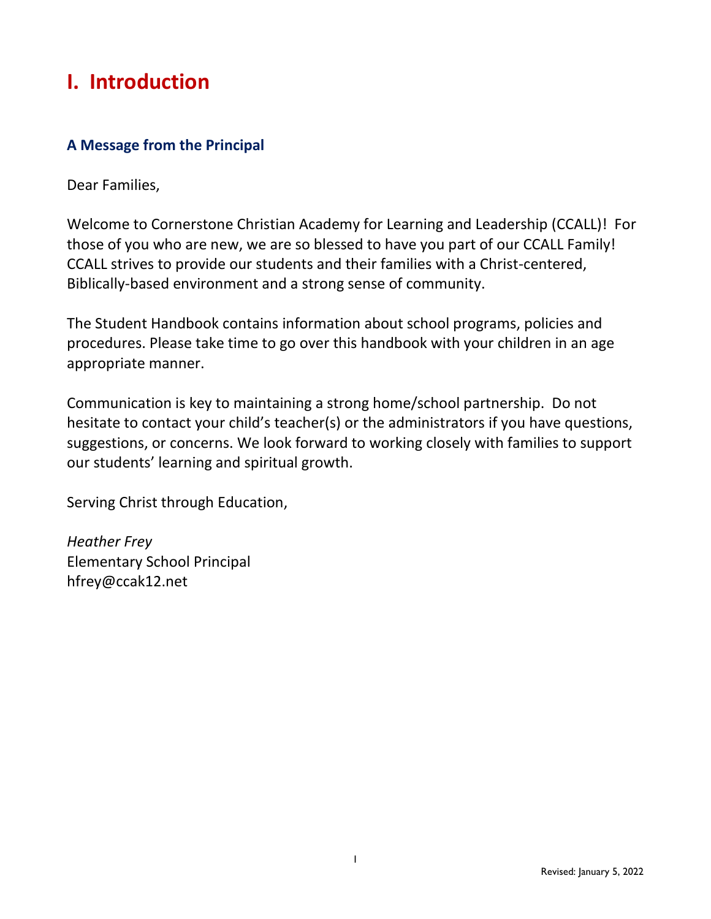# I. Introduction

## A Message from the Principal

Dear Families,

Welcome to Cornerstone Christian Academy for Learning and Leadership (CCALL)! For those of you who are new, we are so blessed to have you part of our CCALL Family! CCALL strives to provide our students and their families with a Christ-centered, Biblically-based environment and a strong sense of community.

The Student Handbook contains information about school programs, policies and procedures. Please take time to go over this handbook with your children in an age appropriate manner.

Communication is key to maintaining a strong home/school partnership. Do not hesitate to contact your child's teacher(s) or the administrators if you have questions, suggestions, or concerns. We look forward to working closely with families to support our students' learning and spiritual growth.

Serving Christ through Education,

*Heather Frey*
Elementary School Principal
hfrey@ccak12.net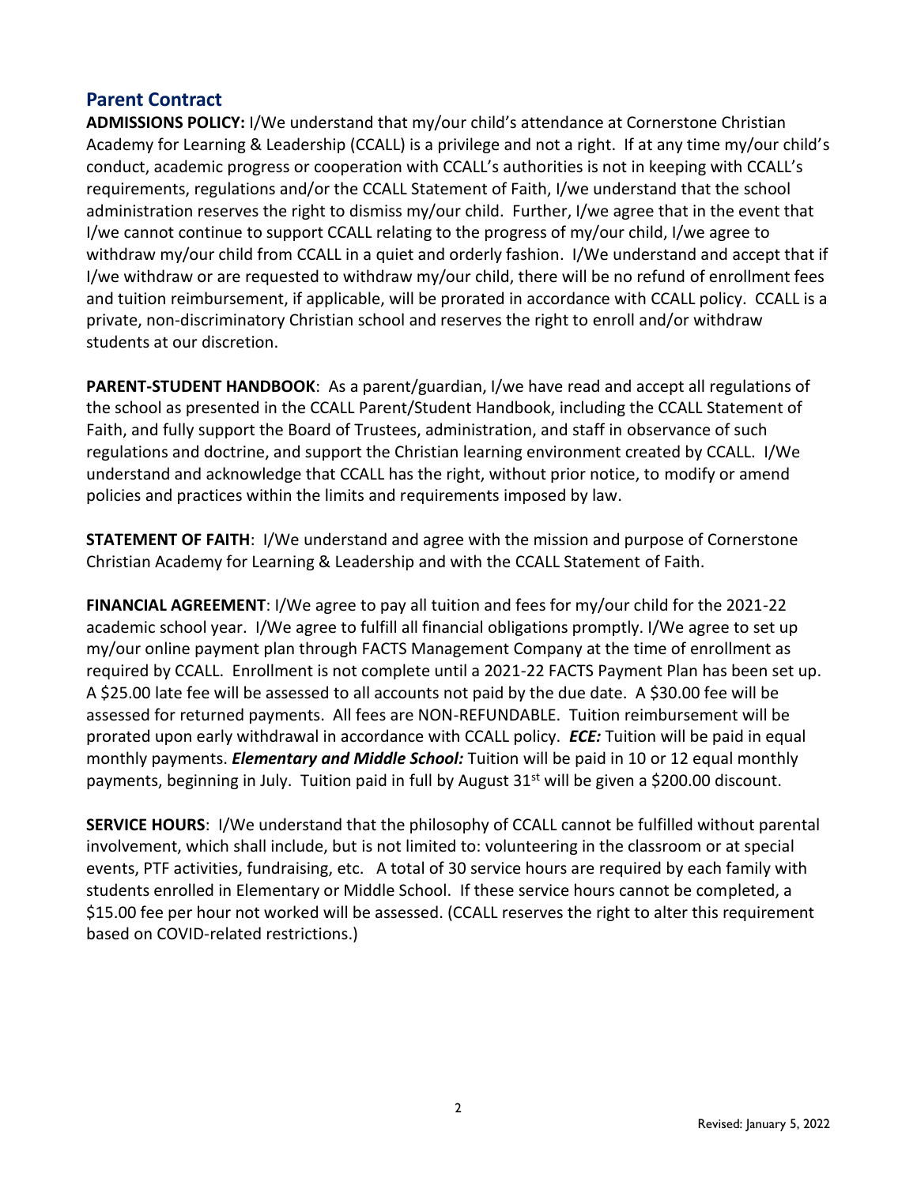## Parent Contract

**ADMISSIONS POLICY:** I/We understand that my/our child's attendance at Cornerstone Christian Academy for Learning & Leadership (CCALL) is a privilege and not a right. If at any time my/our child's conduct, academic progress or cooperation with CCALL's authorities is not in keeping with CCALL's requirements, regulations and/or the CCALL Statement of Faith, I/we understand that the school administration reserves the right to dismiss my/our child. Further, I/we agree that in the event that I/we cannot continue to support CCALL relating to the progress of my/our child, I/we agree to withdraw my/our child from CCALL in a quiet and orderly fashion. I/We understand and accept that if I/we withdraw or are requested to withdraw my/our child, there will be no refund of enrollment fees and tuition reimbursement, if applicable, will be prorated in accordance with CCALL policy. CCALL is a private, non-discriminatory Christian school and reserves the right to enroll and/or withdraw students at our discretion.

**PARENT-STUDENT HANDBOOK**: As a parent/guardian, I/we have read and accept all regulations of the school as presented in the CCALL Parent/Student Handbook, including the CCALL Statement of Faith, and fully support the Board of Trustees, administration, and staff in observance of such regulations and doctrine, and support the Christian learning environment created by CCALL. I/We understand and acknowledge that CCALL has the right, without prior notice, to modify or amend policies and practices within the limits and requirements imposed by law.

**STATEMENT OF FAITH**: I/We understand and agree with the mission and purpose of Cornerstone Christian Academy for Learning & Leadership and with the CCALL Statement of Faith.

**FINANCIAL AGREEMENT**: I/We agree to pay all tuition and fees for my/our child for the 2021-22 academic school year. I/We agree to fulfill all financial obligations promptly. I/We agree to set up my/our online payment plan through FACTS Management Company at the time of enrollment as required by CCALL. Enrollment is not complete until a 2021-22 FACTS Payment Plan has been set up. A $25.00 late fee will be assessed to all accounts not paid by the due date. A $30.00 fee will be assessed for returned payments. All fees are NON-REFUNDABLE. Tuition reimbursement will be prorated upon early withdrawal in accordance with CCALL policy. ***ECE:*** Tuition will be paid in equal monthly payments. ***Elementary and Middle School:*** Tuition will be paid in 10 or 12 equal monthly payments, beginning in July. Tuition paid in full by August 31st will be given a $200.00 discount.

**SERVICE HOURS**: I/We understand that the philosophy of CCALL cannot be fulfilled without parental involvement, which shall include, but is not limited to: volunteering in the classroom or at special events, PTF activities, fundraising, etc. A total of 30 service hours are required by each family with students enrolled in Elementary or Middle School. If these service hours cannot be completed, a $15.00 fee per hour not worked will be assessed. (CCALL reserves the right to alter this requirement based on COVID-related restrictions.)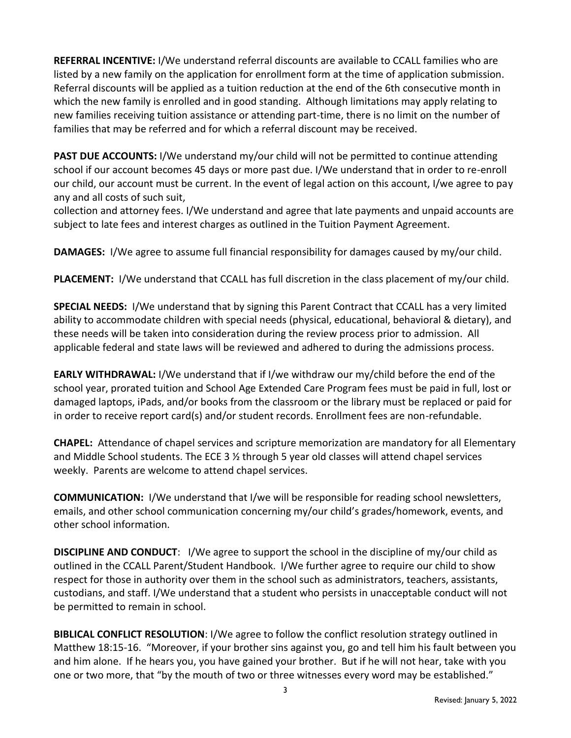**REFERRAL INCENTIVE:** I/We understand referral discounts are available to CCALL families who are listed by a new family on the application for enrollment form at the time of application submission. Referral discounts will be applied as a tuition reduction at the end of the 6th consecutive month in which the new family is enrolled and in good standing. Although limitations may apply relating to new families receiving tuition assistance or attending part-time, there is no limit on the number of families that may be referred and for which a referral discount may be received.

**PAST DUE ACCOUNTS:** I/We understand my/our child will not be permitted to continue attending school if our account becomes 45 days or more past due. I/We understand that in order to re-enroll our child, our account must be current. In the event of legal action on this account, I/we agree to pay any and all costs of such suit,
collection and attorney fees. I/We understand and agree that late payments and unpaid accounts are subject to late fees and interest charges as outlined in the Tuition Payment Agreement.

**DAMAGES:** I/We agree to assume full financial responsibility for damages caused by my/our child.

**PLACEMENT:** I/We understand that CCALL has full discretion in the class placement of my/our child.

**SPECIAL NEEDS:** I/We understand that by signing this Parent Contract that CCALL has a very limited ability to accommodate children with special needs (physical, educational, behavioral & dietary), and these needs will be taken into consideration during the review process prior to admission. All applicable federal and state laws will be reviewed and adhered to during the admissions process.

**EARLY WITHDRAWAL:** I/We understand that if I/we withdraw our my/child before the end of the school year, prorated tuition and School Age Extended Care Program fees must be paid in full, lost or damaged laptops, iPads, and/or books from the classroom or the library must be replaced or paid for in order to receive report card(s) and/or student records. Enrollment fees are non-refundable.

**CHAPEL:** Attendance of chapel services and scripture memorization are mandatory for all Elementary and Middle School students. The ECE 3 ½ through 5 year old classes will attend chapel services weekly. Parents are welcome to attend chapel services.

**COMMUNICATION:** I/We understand that I/we will be responsible for reading school newsletters, emails, and other school communication concerning my/our child's grades/homework, events, and other school information.

**DISCIPLINE AND CONDUCT**: I/We agree to support the school in the discipline of my/our child as outlined in the CCALL Parent/Student Handbook. I/We further agree to require our child to show respect for those in authority over them in the school such as administrators, teachers, assistants, custodians, and staff. I/We understand that a student who persists in unacceptable conduct will not be permitted to remain in school.

**BIBLICAL CONFLICT RESOLUTION**: I/We agree to follow the conflict resolution strategy outlined in Matthew 18:15-16. "Moreover, if your brother sins against you, go and tell him his fault between you and him alone. If he hears you, you have gained your brother. But if he will not hear, take with you one or two more, that "by the mouth of two or three witnesses every word may be established."

Revised: January 5, 2022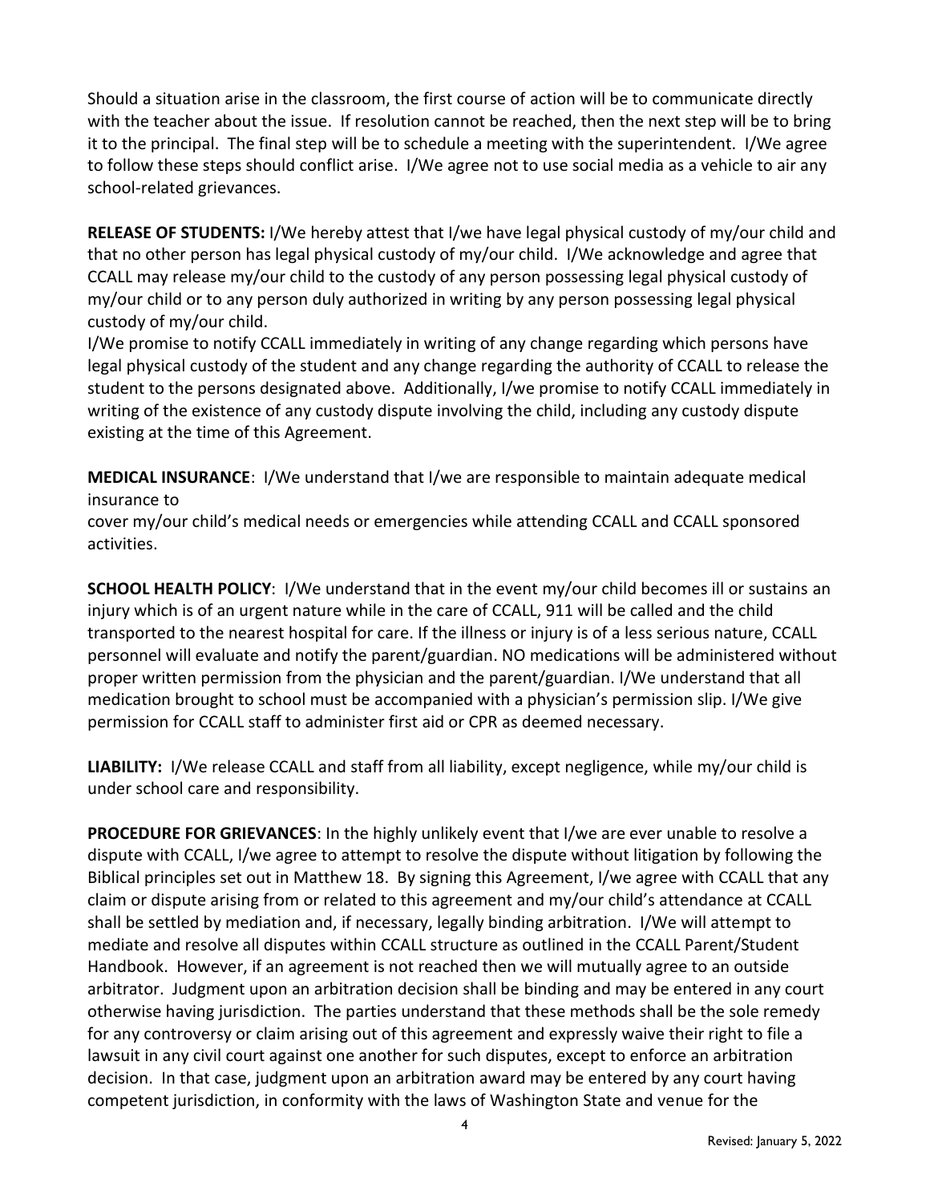Should a situation arise in the classroom, the first course of action will be to communicate directly with the teacher about the issue. If resolution cannot be reached, then the next step will be to bring it to the principal. The final step will be to schedule a meeting with the superintendent. I/We agree to follow these steps should conflict arise. I/We agree not to use social media as a vehicle to air any school-related grievances.

**RELEASE OF STUDENTS:** I/We hereby attest that I/we have legal physical custody of my/our child and that no other person has legal physical custody of my/our child. I/We acknowledge and agree that CCALL may release my/our child to the custody of any person possessing legal physical custody of my/our child or to any person duly authorized in writing by any person possessing legal physical custody of my/our child.

I/We promise to notify CCALL immediately in writing of any change regarding which persons have legal physical custody of the student and any change regarding the authority of CCALL to release the student to the persons designated above. Additionally, I/we promise to notify CCALL immediately in writing of the existence of any custody dispute involving the child, including any custody dispute existing at the time of this Agreement.

**MEDICAL INSURANCE**: I/We understand that I/we are responsible to maintain adequate medical insurance to
cover my/our child's medical needs or emergencies while attending CCALL and CCALL sponsored activities.

**SCHOOL HEALTH POLICY**: I/We understand that in the event my/our child becomes ill or sustains an injury which is of an urgent nature while in the care of CCALL, 911 will be called and the child transported to the nearest hospital for care. If the illness or injury is of a less serious nature, CCALL personnel will evaluate and notify the parent/guardian. NO medications will be administered without proper written permission from the physician and the parent/guardian. I/We understand that all medication brought to school must be accompanied with a physician's permission slip. I/We give permission for CCALL staff to administer first aid or CPR as deemed necessary.

**LIABILITY:** I/We release CCALL and staff from all liability, except negligence, while my/our child is under school care and responsibility.

**PROCEDURE FOR GRIEVANCES**: In the highly unlikely event that I/we are ever unable to resolve a dispute with CCALL, I/we agree to attempt to resolve the dispute without litigation by following the Biblical principles set out in Matthew 18. By signing this Agreement, I/we agree with CCALL that any claim or dispute arising from or related to this agreement and my/our child's attendance at CCALL shall be settled by mediation and, if necessary, legally binding arbitration. I/We will attempt to mediate and resolve all disputes within CCALL structure as outlined in the CCALL Parent/Student Handbook. However, if an agreement is not reached then we will mutually agree to an outside arbitrator. Judgment upon an arbitration decision shall be binding and may be entered in any court otherwise having jurisdiction. The parties understand that these methods shall be the sole remedy for any controversy or claim arising out of this agreement and expressly waive their right to file a lawsuit in any civil court against one another for such disputes, except to enforce an arbitration decision. In that case, judgment upon an arbitration award may be entered by any court having competent jurisdiction, in conformity with the laws of Washington State and venue for the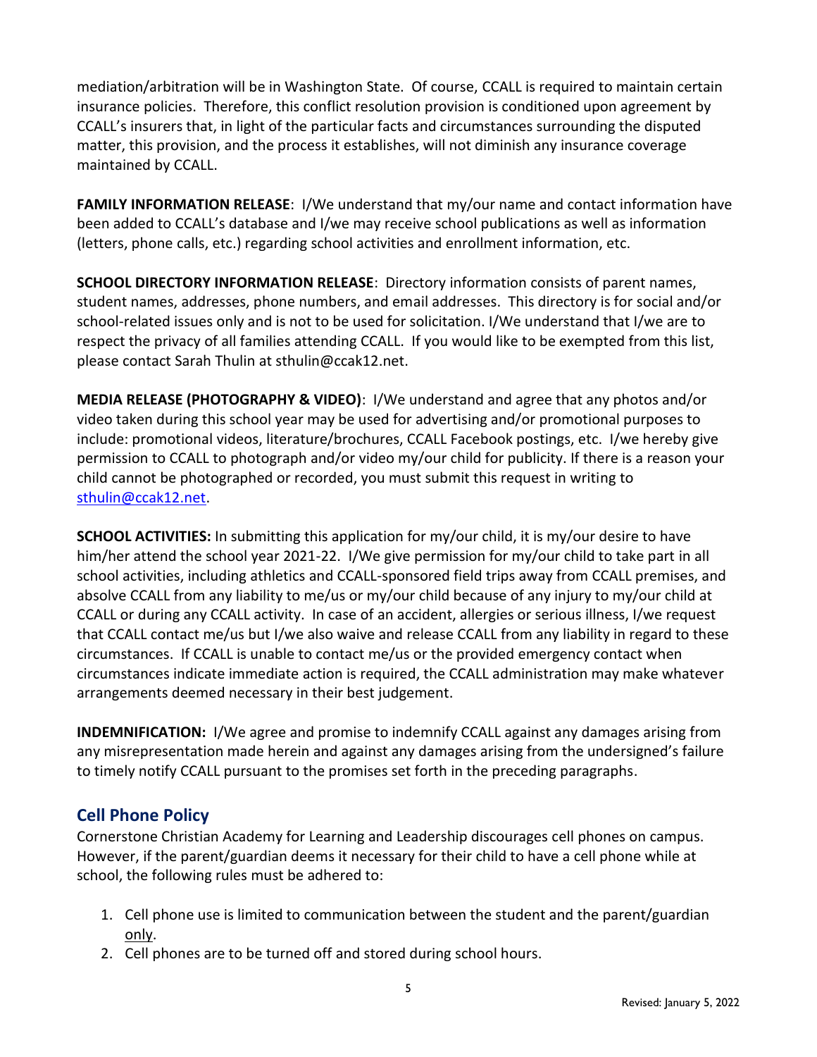mediation/arbitration will be in Washington State. Of course, CCALL is required to maintain certain insurance policies. Therefore, this conflict resolution provision is conditioned upon agreement by CCALL's insurers that, in light of the particular facts and circumstances surrounding the disputed matter, this provision, and the process it establishes, will not diminish any insurance coverage maintained by CCALL.

**FAMILY INFORMATION RELEASE**: I/We understand that my/our name and contact information have been added to CCALL's database and I/we may receive school publications as well as information (letters, phone calls, etc.) regarding school activities and enrollment information, etc.

**SCHOOL DIRECTORY INFORMATION RELEASE**: Directory information consists of parent names, student names, addresses, phone numbers, and email addresses. This directory is for social and/or school-related issues only and is not to be used for solicitation. I/We understand that I/we are to respect the privacy of all families attending CCALL. If you would like to be exempted from this list, please contact Sarah Thulin at sthulin@ccak12.net.

**MEDIA RELEASE (PHOTOGRAPHY & VIDEO)**: I/We understand and agree that any photos and/or video taken during this school year may be used for advertising and/or promotional purposes to include: promotional videos, literature/brochures, CCALL Facebook postings, etc. I/we hereby give permission to CCALL to photograph and/or video my/our child for publicity. If there is a reason your child cannot be photographed or recorded, you must submit this request in writing to sthulin@ccak12.net.

**SCHOOL ACTIVITIES:** In submitting this application for my/our child, it is my/our desire to have him/her attend the school year 2021-22. I/We give permission for my/our child to take part in all school activities, including athletics and CCALL-sponsored field trips away from CCALL premises, and absolve CCALL from any liability to me/us or my/our child because of any injury to my/our child at CCALL or during any CCALL activity. In case of an accident, allergies or serious illness, I/we request that CCALL contact me/us but I/we also waive and release CCALL from any liability in regard to these circumstances. If CCALL is unable to contact me/us or the provided emergency contact when circumstances indicate immediate action is required, the CCALL administration may make whatever arrangements deemed necessary in their best judgement.

**INDEMNIFICATION:** I/We agree and promise to indemnify CCALL against any damages arising from any misrepresentation made herein and against any damages arising from the undersigned's failure to timely notify CCALL pursuant to the promises set forth in the preceding paragraphs.

## Cell Phone Policy

Cornerstone Christian Academy for Learning and Leadership discourages cell phones on campus. However, if the parent/guardian deems it necessary for their child to have a cell phone while at school, the following rules must be adhered to:

1. Cell phone use is limited to communication between the student and the parent/guardian only.
2. Cell phones are to be turned off and stored during school hours.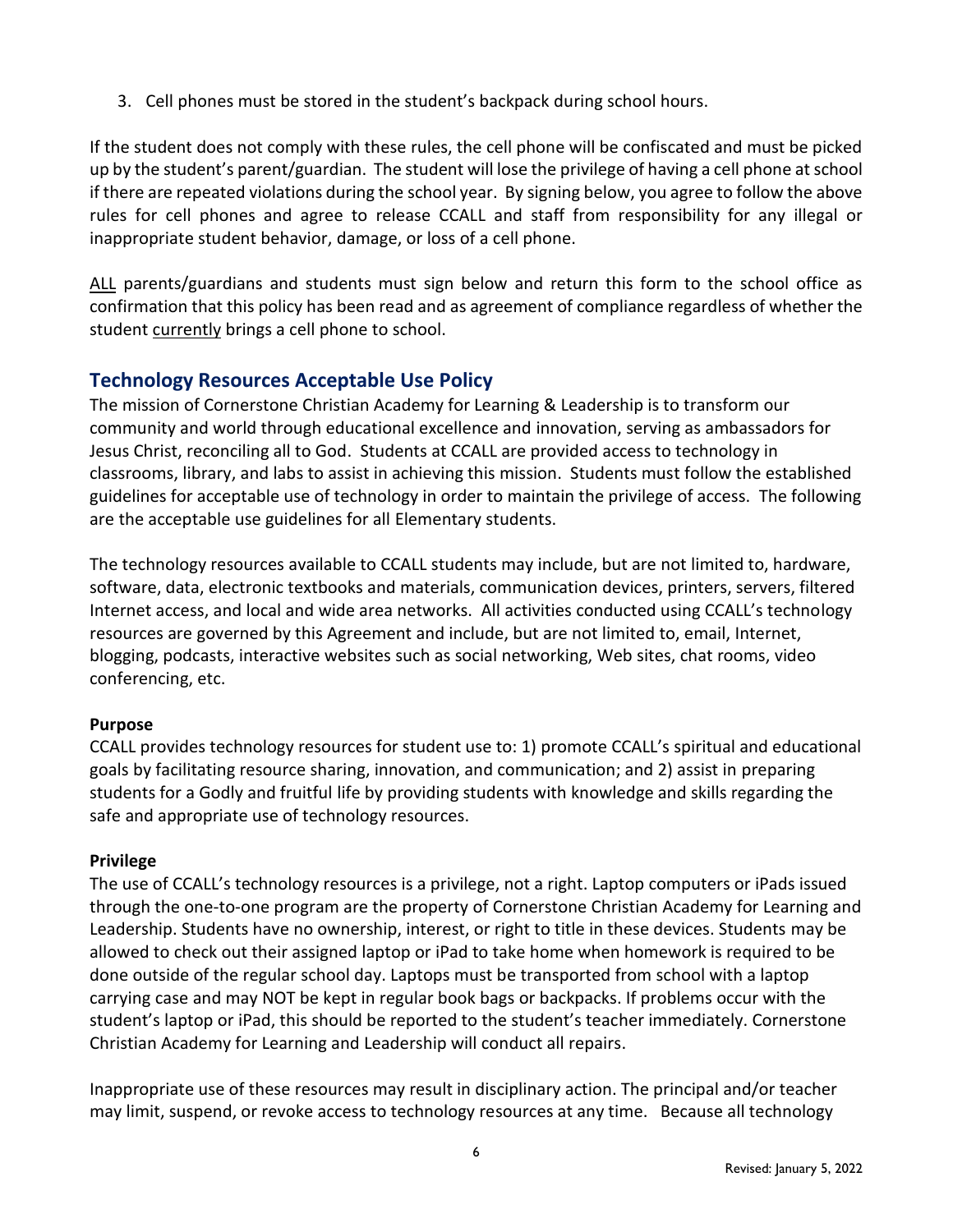3. Cell phones must be stored in the student's backpack during school hours.

If the student does not comply with these rules, the cell phone will be confiscated and must be picked up by the student's parent/guardian. The student will lose the privilege of having a cell phone at school if there are repeated violations during the school year. By signing below, you agree to follow the above rules for cell phones and agree to release CCALL and staff from responsibility for any illegal or inappropriate student behavior, damage, or loss of a cell phone.

<u>ALL</u> parents/guardians and students must sign below and return this form to the school office as confirmation that this policy has been read and as agreement of compliance regardless of whether the student <u>currently</u> brings a cell phone to school.

## Technology Resources Acceptable Use Policy

The mission of Cornerstone Christian Academy for Learning & Leadership is to transform our community and world through educational excellence and innovation, serving as ambassadors for Jesus Christ, reconciling all to God. Students at CCALL are provided access to technology in classrooms, library, and labs to assist in achieving this mission. Students must follow the established guidelines for acceptable use of technology in order to maintain the privilege of access. The following are the acceptable use guidelines for all Elementary students.

The technology resources available to CCALL students may include, but are not limited to, hardware, software, data, electronic textbooks and materials, communication devices, printers, servers, filtered Internet access, and local and wide area networks. All activities conducted using CCALL's technology resources are governed by this Agreement and include, but are not limited to, email, Internet, blogging, podcasts, interactive websites such as social networking, Web sites, chat rooms, video conferencing, etc.

**Purpose**

CCALL provides technology resources for student use to: 1) promote CCALL's spiritual and educational goals by facilitating resource sharing, innovation, and communication; and 2) assist in preparing students for a Godly and fruitful life by providing students with knowledge and skills regarding the safe and appropriate use of technology resources.

**Privilege**

The use of CCALL's technology resources is a privilege, not a right. Laptop computers or iPads issued through the one-to-one program are the property of Cornerstone Christian Academy for Learning and Leadership. Students have no ownership, interest, or right to title in these devices. Students may be allowed to check out their assigned laptop or iPad to take home when homework is required to be done outside of the regular school day. Laptops must be transported from school with a laptop carrying case and may NOT be kept in regular book bags or backpacks. If problems occur with the student's laptop or iPad, this should be reported to the student's teacher immediately. Cornerstone Christian Academy for Learning and Leadership will conduct all repairs.

Inappropriate use of these resources may result in disciplinary action. The principal and/or teacher may limit, suspend, or revoke access to technology resources at any time. Because all technology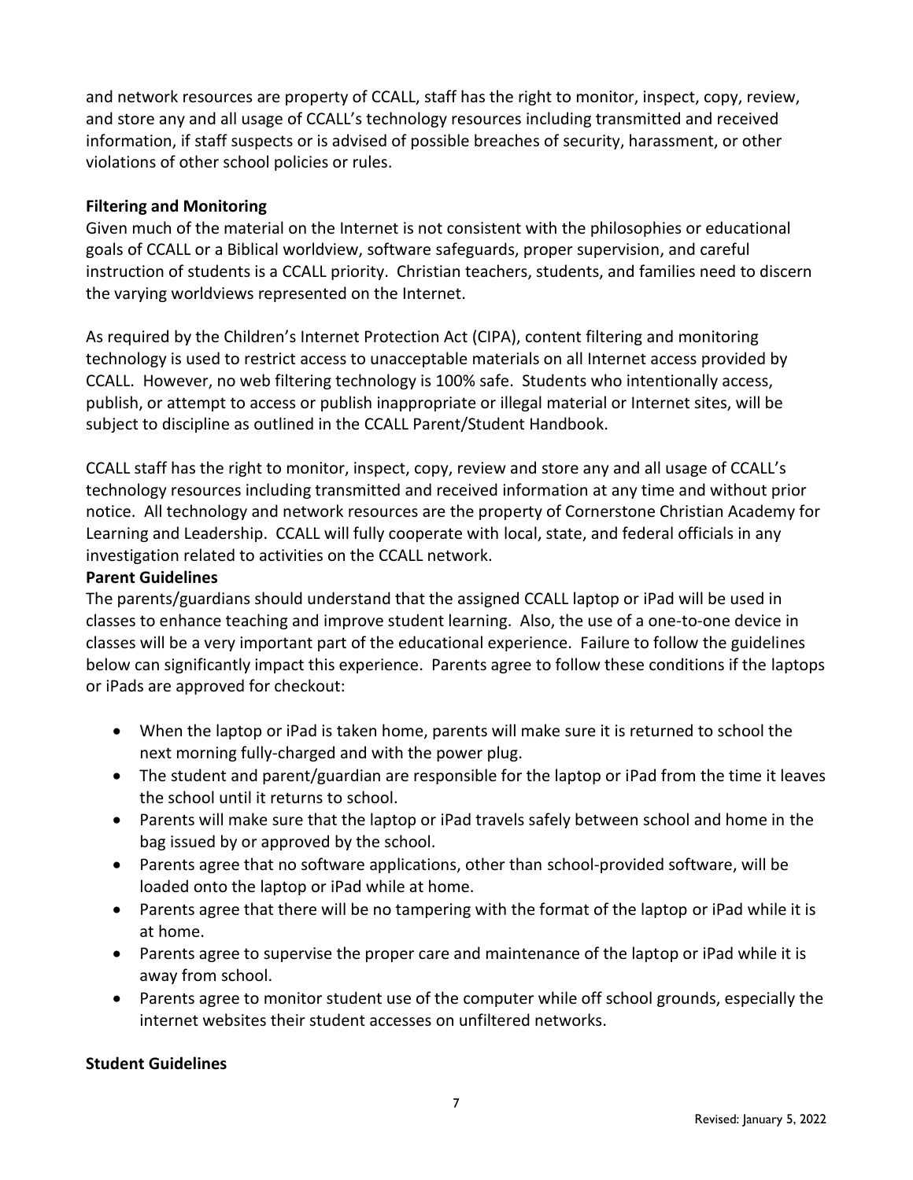and network resources are property of CCALL, staff has the right to monitor, inspect, copy, review, and store any and all usage of CCALL's technology resources including transmitted and received information, if staff suspects or is advised of possible breaches of security, harassment, or other violations of other school policies or rules.

**Filtering and Monitoring**

Given much of the material on the Internet is not consistent with the philosophies or educational goals of CCALL or a Biblical worldview, software safeguards, proper supervision, and careful instruction of students is a CCALL priority. Christian teachers, students, and families need to discern the varying worldviews represented on the Internet.

As required by the Children's Internet Protection Act (CIPA), content filtering and monitoring technology is used to restrict access to unacceptable materials on all Internet access provided by CCALL. However, no web filtering technology is 100% safe. Students who intentionally access, publish, or attempt to access or publish inappropriate or illegal material or Internet sites, will be subject to discipline as outlined in the CCALL Parent/Student Handbook.

CCALL staff has the right to monitor, inspect, copy, review and store any and all usage of CCALL's technology resources including transmitted and received information at any time and without prior notice. All technology and network resources are the property of Cornerstone Christian Academy for Learning and Leadership. CCALL will fully cooperate with local, state, and federal officials in any investigation related to activities on the CCALL network.

**Parent Guidelines**

The parents/guardians should understand that the assigned CCALL laptop or iPad will be used in classes to enhance teaching and improve student learning. Also, the use of a one-to-one device in classes will be a very important part of the educational experience. Failure to follow the guidelines below can significantly impact this experience. Parents agree to follow these conditions if the laptops or iPads are approved for checkout:

- When the laptop or iPad is taken home, parents will make sure it is returned to school the next morning fully-charged and with the power plug.
- The student and parent/guardian are responsible for the laptop or iPad from the time it leaves the school until it returns to school.
- Parents will make sure that the laptop or iPad travels safely between school and home in the bag issued by or approved by the school.
- Parents agree that no software applications, other than school-provided software, will be loaded onto the laptop or iPad while at home.
- Parents agree that there will be no tampering with the format of the laptop or iPad while it is at home.
- Parents agree to supervise the proper care and maintenance of the laptop or iPad while it is away from school.
- Parents agree to monitor student use of the computer while off school grounds, especially the internet websites their student accesses on unfiltered networks.

**Student Guidelines**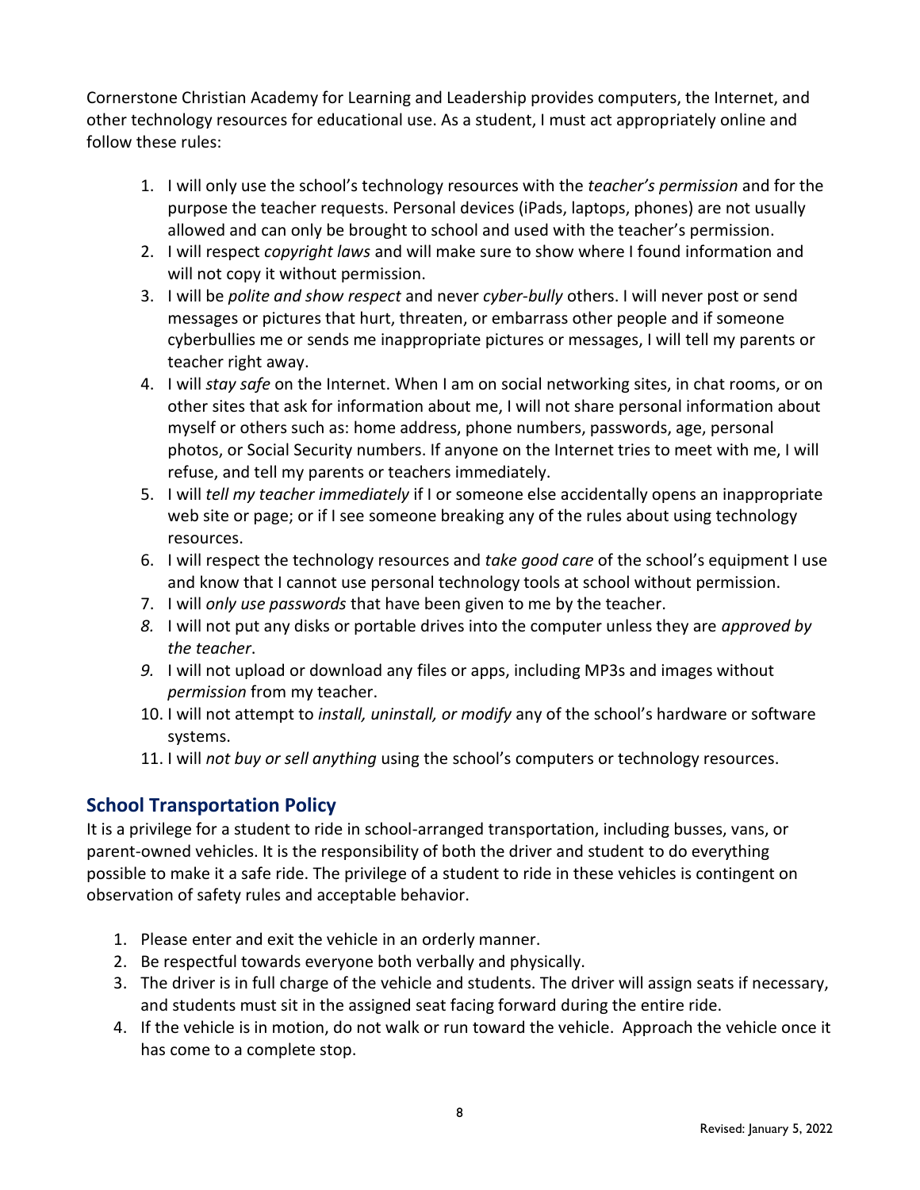Cornerstone Christian Academy for Learning and Leadership provides computers, the Internet, and other technology resources for educational use. As a student, I must act appropriately online and follow these rules:

1. I will only use the school's technology resources with the *teacher's permission* and for the purpose the teacher requests. Personal devices (iPads, laptops, phones) are not usually allowed and can only be brought to school and used with the teacher's permission.
2. I will respect *copyright laws* and will make sure to show where I found information and will not copy it without permission.
3. I will be *polite and show respect* and never *cyber-bully* others. I will never post or send messages or pictures that hurt, threaten, or embarrass other people and if someone cyberbullies me or sends me inappropriate pictures or messages, I will tell my parents or teacher right away.
4. I will *stay safe* on the Internet. When I am on social networking sites, in chat rooms, or on other sites that ask for information about me, I will not share personal information about myself or others such as: home address, phone numbers, passwords, age, personal photos, or Social Security numbers. If anyone on the Internet tries to meet with me, I will refuse, and tell my parents or teachers immediately.
5. I will *tell my teacher immediately* if I or someone else accidentally opens an inappropriate web site or page; or if I see someone breaking any of the rules about using technology resources.
6. I will respect the technology resources and *take good care* of the school's equipment I use and know that I cannot use personal technology tools at school without permission.
7. I will *only use passwords* that have been given to me by the teacher.
8. I will not put any disks or portable drives into the computer unless they are *approved by the teacher*.
9. I will not upload or download any files or apps, including MP3s and images without *permission* from my teacher.
10. I will not attempt to *install, uninstall, or modify* any of the school's hardware or software systems.
11. I will *not buy or sell anything* using the school's computers or technology resources.

## School Transportation Policy

It is a privilege for a student to ride in school-arranged transportation, including busses, vans, or parent-owned vehicles. It is the responsibility of both the driver and student to do everything possible to make it a safe ride. The privilege of a student to ride in these vehicles is contingent on observation of safety rules and acceptable behavior.

1. Please enter and exit the vehicle in an orderly manner.
2. Be respectful towards everyone both verbally and physically.
3. The driver is in full charge of the vehicle and students. The driver will assign seats if necessary, and students must sit in the assigned seat facing forward during the entire ride.
4. If the vehicle is in motion, do not walk or run toward the vehicle. Approach the vehicle once it has come to a complete stop.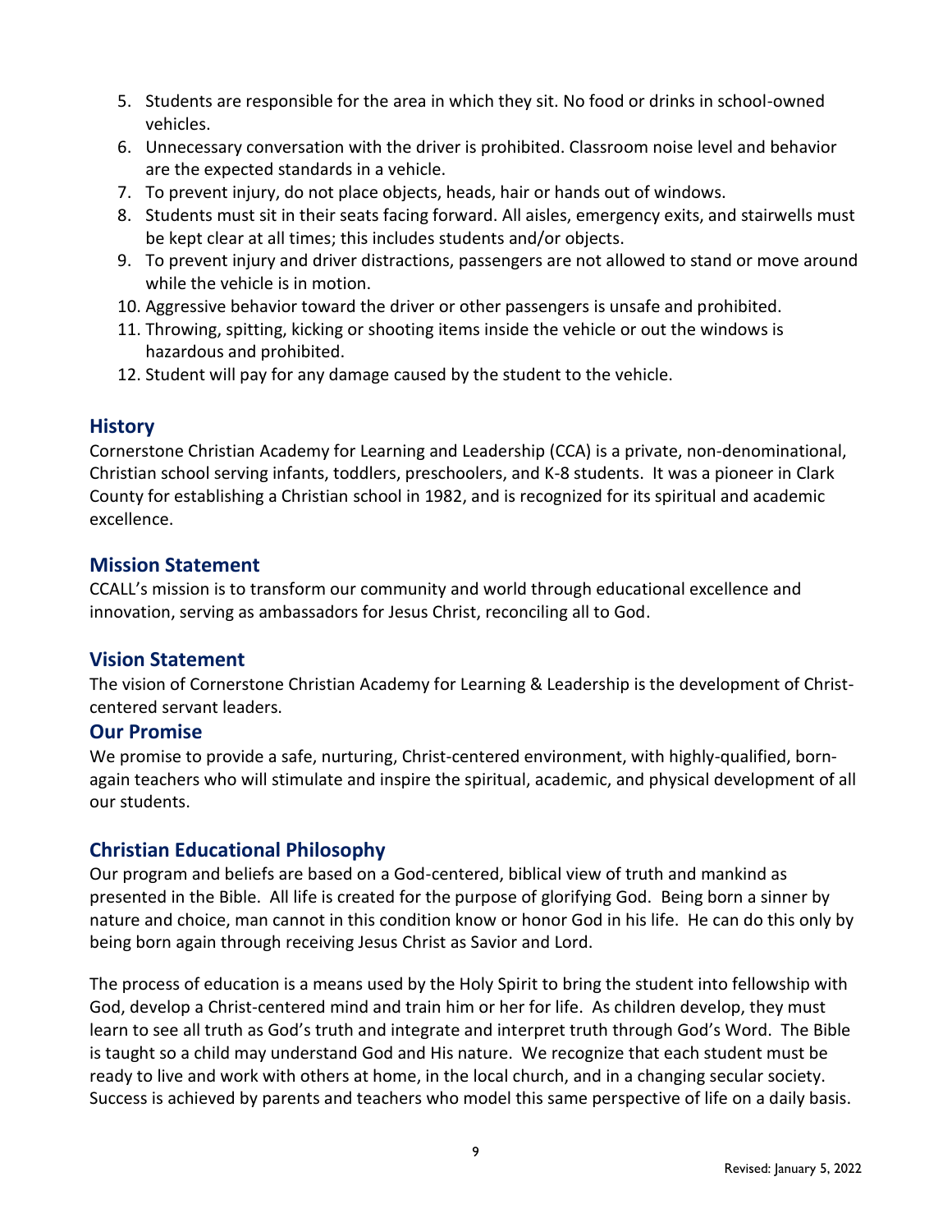5. Students are responsible for the area in which they sit. No food or drinks in school-owned vehicles.
6. Unnecessary conversation with the driver is prohibited. Classroom noise level and behavior are the expected standards in a vehicle.
7. To prevent injury, do not place objects, heads, hair or hands out of windows.
8. Students must sit in their seats facing forward. All aisles, emergency exits, and stairwells must be kept clear at all times; this includes students and/or objects.
9. To prevent injury and driver distractions, passengers are not allowed to stand or move around while the vehicle is in motion.
10. Aggressive behavior toward the driver or other passengers is unsafe and prohibited.
11. Throwing, spitting, kicking or shooting items inside the vehicle or out the windows is hazardous and prohibited.
12. Student will pay for any damage caused by the student to the vehicle.

## History

Cornerstone Christian Academy for Learning and Leadership (CCA) is a private, non-denominational, Christian school serving infants, toddlers, preschoolers, and K-8 students. It was a pioneer in Clark County for establishing a Christian school in 1982, and is recognized for its spiritual and academic excellence.

## Mission Statement

CCALL's mission is to transform our community and world through educational excellence and innovation, serving as ambassadors for Jesus Christ, reconciling all to God.

## Vision Statement

The vision of Cornerstone Christian Academy for Learning & Leadership is the development of Christ-centered servant leaders.

## Our Promise

We promise to provide a safe, nurturing, Christ-centered environment, with highly-qualified, born-again teachers who will stimulate and inspire the spiritual, academic, and physical development of all our students.

## Christian Educational Philosophy

Our program and beliefs are based on a God-centered, biblical view of truth and mankind as presented in the Bible. All life is created for the purpose of glorifying God. Being born a sinner by nature and choice, man cannot in this condition know or honor God in his life. He can do this only by being born again through receiving Jesus Christ as Savior and Lord.

The process of education is a means used by the Holy Spirit to bring the student into fellowship with God, develop a Christ-centered mind and train him or her for life. As children develop, they must learn to see all truth as God's truth and integrate and interpret truth through God's Word. The Bible is taught so a child may understand God and His nature. We recognize that each student must be ready to live and work with others at home, in the local church, and in a changing secular society. Success is achieved by parents and teachers who model this same perspective of life on a daily basis.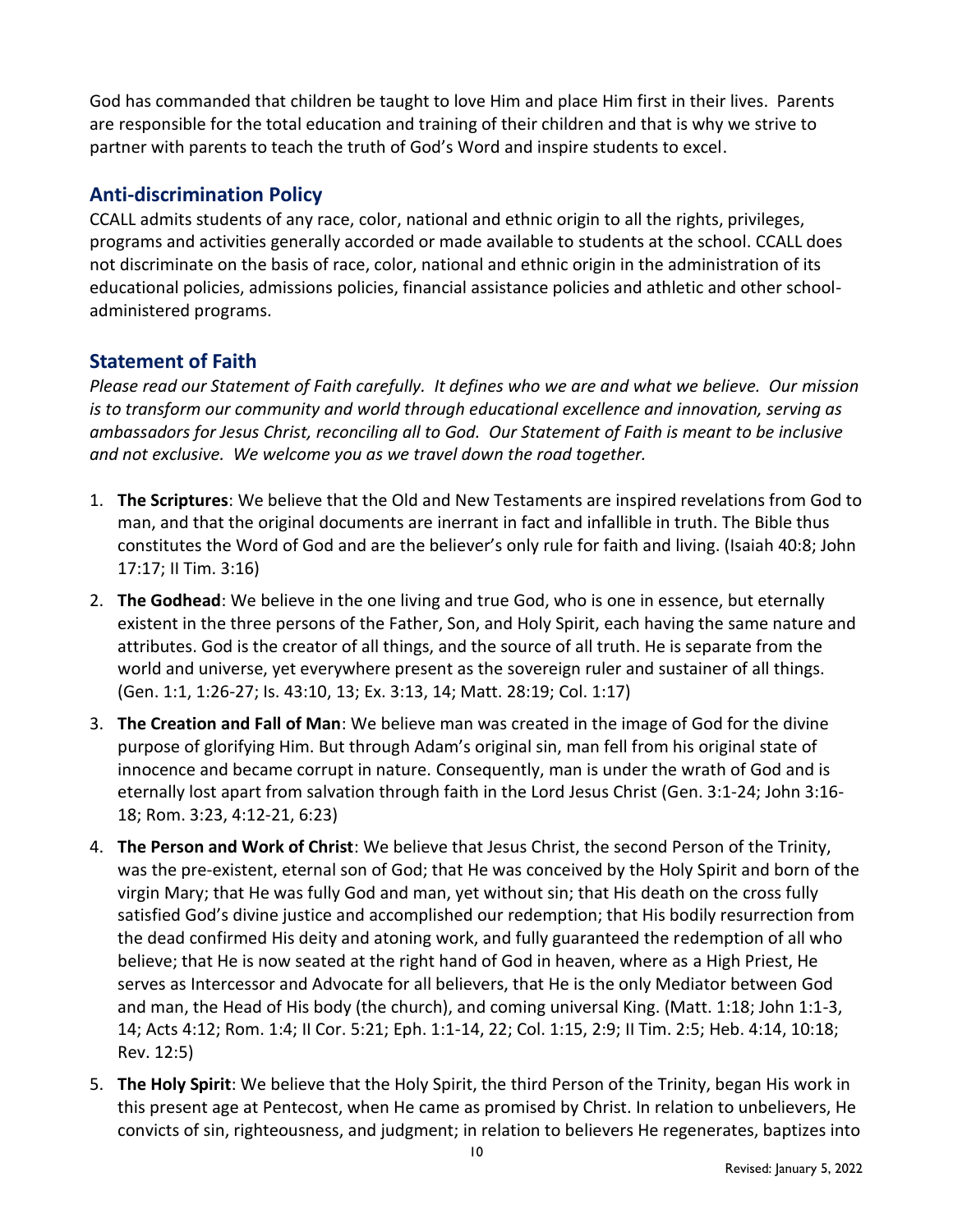God has commanded that children be taught to love Him and place Him first in their lives. Parents are responsible for the total education and training of their children and that is why we strive to partner with parents to teach the truth of God's Word and inspire students to excel.

## Anti-discrimination Policy

CCALL admits students of any race, color, national and ethnic origin to all the rights, privileges, programs and activities generally accorded or made available to students at the school. CCALL does not discriminate on the basis of race, color, national and ethnic origin in the administration of its educational policies, admissions policies, financial assistance policies and athletic and other school-administered programs.

## Statement of Faith

*Please read our Statement of Faith carefully. It defines who we are and what we believe. Our mission is to transform our community and world through educational excellence and innovation, serving as ambassadors for Jesus Christ, reconciling all to God. Our Statement of Faith is meant to be inclusive and not exclusive. We welcome you as we travel down the road together.*

1. **The Scriptures**: We believe that the Old and New Testaments are inspired revelations from God to man, and that the original documents are inerrant in fact and infallible in truth. The Bible thus constitutes the Word of God and are the believer's only rule for faith and living. (Isaiah 40:8; John 17:17; II Tim. 3:16)
2. **The Godhead**: We believe in the one living and true God, who is one in essence, but eternally existent in the three persons of the Father, Son, and Holy Spirit, each having the same nature and attributes. God is the creator of all things, and the source of all truth. He is separate from the world and universe, yet everywhere present as the sovereign ruler and sustainer of all things. (Gen. 1:1, 1:26-27; Is. 43:10, 13; Ex. 3:13, 14; Matt. 28:19; Col. 1:17)
3. **The Creation and Fall of Man**: We believe man was created in the image of God for the divine purpose of glorifying Him. But through Adam's original sin, man fell from his original state of innocence and became corrupt in nature. Consequently, man is under the wrath of God and is eternally lost apart from salvation through faith in the Lord Jesus Christ (Gen. 3:1-24; John 3:16-18; Rom. 3:23, 4:12-21, 6:23)
4. **The Person and Work of Christ**: We believe that Jesus Christ, the second Person of the Trinity, was the pre-existent, eternal son of God; that He was conceived by the Holy Spirit and born of the virgin Mary; that He was fully God and man, yet without sin; that His death on the cross fully satisfied God's divine justice and accomplished our redemption; that His bodily resurrection from the dead confirmed His deity and atoning work, and fully guaranteed the redemption of all who believe; that He is now seated at the right hand of God in heaven, where as a High Priest, He serves as Intercessor and Advocate for all believers, that He is the only Mediator between God and man, the Head of His body (the church), and coming universal King. (Matt. 1:18; John 1:1-3, 14; Acts 4:12; Rom. 1:4; II Cor. 5:21; Eph. 1:1-14, 22; Col. 1:15, 2:9; II Tim. 2:5; Heb. 4:14, 10:18; Rev. 12:5)
5. **The Holy Spirit**: We believe that the Holy Spirit, the third Person of the Trinity, began His work in this present age at Pentecost, when He came as promised by Christ. In relation to unbelievers, He convicts of sin, righteousness, and judgment; in relation to believers He regenerates, baptizes into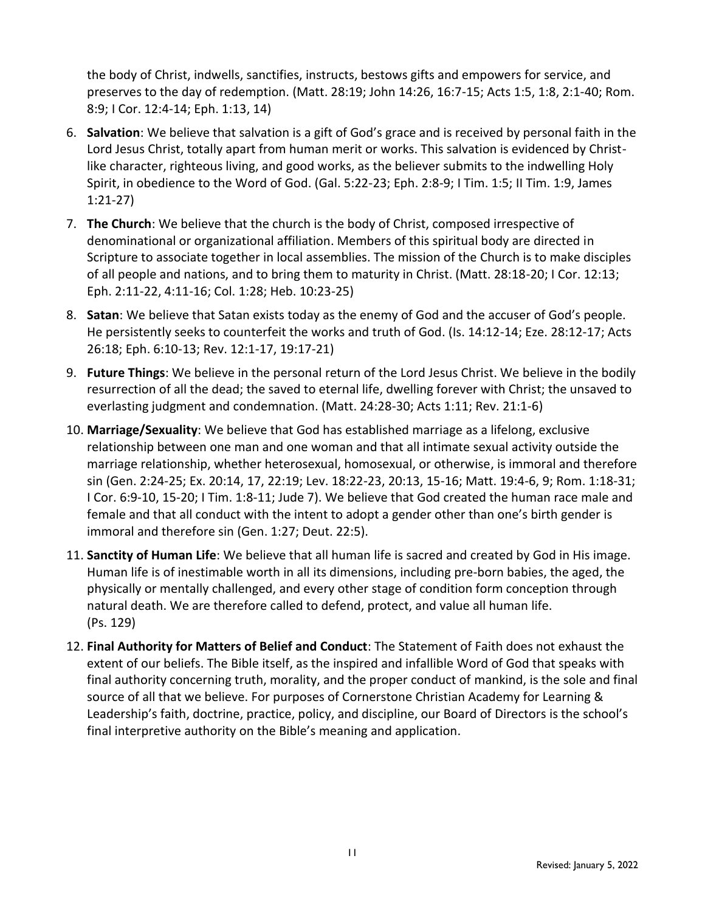the body of Christ, indwells, sanctifies, instructs, bestows gifts and empowers for service, and preserves to the day of redemption. (Matt. 28:19; John 14:26, 16:7-15; Acts 1:5, 1:8, 2:1-40; Rom. 8:9; I Cor. 12:4-14; Eph. 1:13, 14)

6. **Salvation**: We believe that salvation is a gift of God's grace and is received by personal faith in the Lord Jesus Christ, totally apart from human merit or works. This salvation is evidenced by Christ-like character, righteous living, and good works, as the believer submits to the indwelling Holy Spirit, in obedience to the Word of God. (Gal. 5:22-23; Eph. 2:8-9; I Tim. 1:5; II Tim. 1:9, James 1:21-27)
7. **The Church**: We believe that the church is the body of Christ, composed irrespective of denominational or organizational affiliation. Members of this spiritual body are directed in Scripture to associate together in local assemblies. The mission of the Church is to make disciples of all people and nations, and to bring them to maturity in Christ. (Matt. 28:18-20; I Cor. 12:13; Eph. 2:11-22, 4:11-16; Col. 1:28; Heb. 10:23-25)
8. **Satan**: We believe that Satan exists today as the enemy of God and the accuser of God's people. He persistently seeks to counterfeit the works and truth of God. (Is. 14:12-14; Eze. 28:12-17; Acts 26:18; Eph. 6:10-13; Rev. 12:1-17, 19:17-21)
9. **Future Things**: We believe in the personal return of the Lord Jesus Christ. We believe in the bodily resurrection of all the dead; the saved to eternal life, dwelling forever with Christ; the unsaved to everlasting judgment and condemnation. (Matt. 24:28-30; Acts 1:11; Rev. 21:1-6)
10. **Marriage/Sexuality**: We believe that God has established marriage as a lifelong, exclusive relationship between one man and one woman and that all intimate sexual activity outside the marriage relationship, whether heterosexual, homosexual, or otherwise, is immoral and therefore sin (Gen. 2:24-25; Ex. 20:14, 17, 22:19; Lev. 18:22-23, 20:13, 15-16; Matt. 19:4-6, 9; Rom. 1:18-31; I Cor. 6:9-10, 15-20; I Tim. 1:8-11; Jude 7). We believe that God created the human race male and female and that all conduct with the intent to adopt a gender other than one's birth gender is immoral and therefore sin (Gen. 1:27; Deut. 22:5).
11. **Sanctity of Human Life**: We believe that all human life is sacred and created by God in His image. Human life is of inestimable worth in all its dimensions, including pre-born babies, the aged, the physically or mentally challenged, and every other stage of condition form conception through natural death. We are therefore called to defend, protect, and value all human life. (Ps. 129)
12. **Final Authority for Matters of Belief and Conduct**: The Statement of Faith does not exhaust the extent of our beliefs. The Bible itself, as the inspired and infallible Word of God that speaks with final authority concerning truth, morality, and the proper conduct of mankind, is the sole and final source of all that we believe. For purposes of Cornerstone Christian Academy for Learning & Leadership's faith, doctrine, practice, policy, and discipline, our Board of Directors is the school's final interpretive authority on the Bible's meaning and application.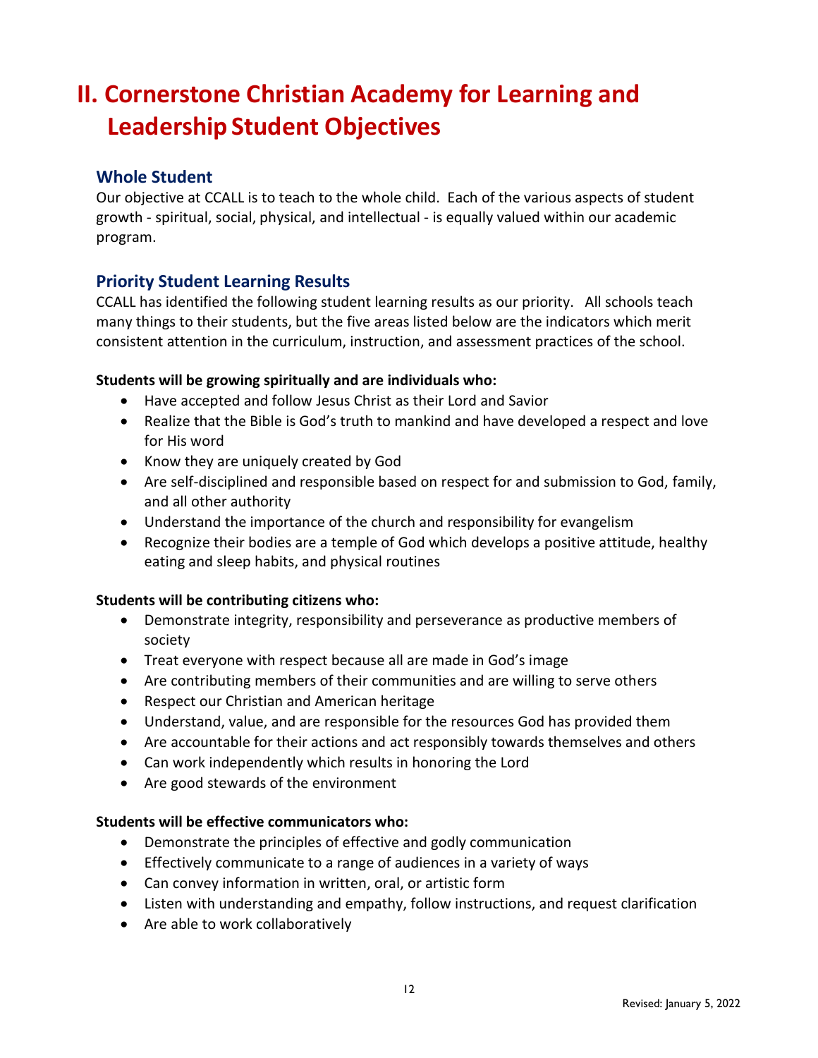# II. Cornerstone Christian Academy for Learning and Leadership Student Objectives

## Whole Student

Our objective at CCALL is to teach to the whole child. Each of the various aspects of student growth - spiritual, social, physical, and intellectual - is equally valued within our academic program.

## Priority Student Learning Results

CCALL has identified the following student learning results as our priority. All schools teach many things to their students, but the five areas listed below are the indicators which merit consistent attention in the curriculum, instruction, and assessment practices of the school.

**Students will be growing spiritually and are individuals who:**

- Have accepted and follow Jesus Christ as their Lord and Savior
- Realize that the Bible is God's truth to mankind and have developed a respect and love for His word
- Know they are uniquely created by God
- Are self-disciplined and responsible based on respect for and submission to God, family, and all other authority
- Understand the importance of the church and responsibility for evangelism
- Recognize their bodies are a temple of God which develops a positive attitude, healthy eating and sleep habits, and physical routines

**Students will be contributing citizens who:**

- Demonstrate integrity, responsibility and perseverance as productive members of society
- Treat everyone with respect because all are made in God's image
- Are contributing members of their communities and are willing to serve others
- Respect our Christian and American heritage
- Understand, value, and are responsible for the resources God has provided them
- Are accountable for their actions and act responsibly towards themselves and others
- Can work independently which results in honoring the Lord
- Are good stewards of the environment

**Students will be effective communicators who:**

- Demonstrate the principles of effective and godly communication
- Effectively communicate to a range of audiences in a variety of ways
- Can convey information in written, oral, or artistic form
- Listen with understanding and empathy, follow instructions, and request clarification
- Are able to work collaboratively

Revised: January 5, 2022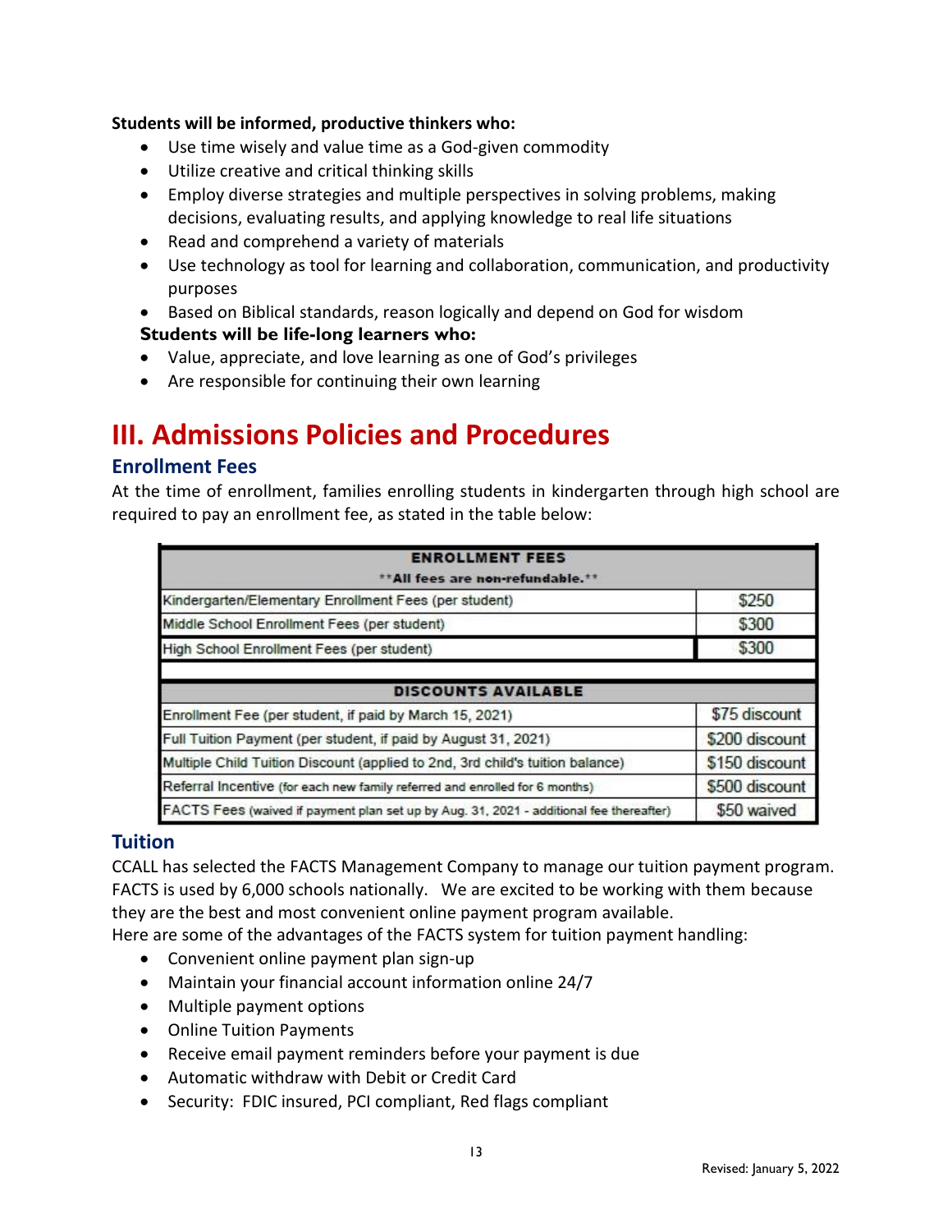**Students will be informed, productive thinkers who:**

- Use time wisely and value time as a God-given commodity
- Utilize creative and critical thinking skills
- Employ diverse strategies and multiple perspectives in solving problems, making decisions, evaluating results, and applying knowledge to real life situations
- Read and comprehend a variety of materials
- Use technology as tool for learning and collaboration, communication, and productivity purposes
- Based on Biblical standards, reason logically and depend on God for wisdom

**Students will be life-long learners who:**

- Value, appreciate, and love learning as one of God's privileges
- Are responsible for continuing their own learning

# III. Admissions Policies and Procedures

## Enrollment Fees

At the time of enrollment, families enrolling students in kindergarten through high school are required to pay an enrollment fee, as stated in the table below:

| ENROLLMENT FEES **All fees are non-refundable.** | |
|---|---|
| Kindergarten/Elementary Enrollment Fees (per student) | $250 |
| Middle School Enrollment Fees (per student) | $300 |
| High School Enrollment Fees (per student) | $300 |
| | |
| **DISCOUNTS AVAILABLE** | |
| Enrollment Fee (per student, if paid by March 15, 2021) | $75 discount |
| Full Tuition Payment (per student, if paid by August 31, 2021) | $200 discount |
| Multiple Child Tuition Discount (applied to 2nd, 3rd child's tuition balance) | $150 discount |
| Referral Incentive (for each new family referred and enrolled for 6 months) | $500 discount |
| FACTS Fees (waived if payment plan set up by Aug. 31, 2021 - additional fee thereafter) | $50 waived |

## Tuition

CCALL has selected the FACTS Management Company to manage our tuition payment program. FACTS is used by 6,000 schools nationally. We are excited to be working with them because they are the best and most convenient online payment program available.

Here are some of the advantages of the FACTS system for tuition payment handling:

- Convenient online payment plan sign-up
- Maintain your financial account information online 24/7
- Multiple payment options
- Online Tuition Payments
- Receive email payment reminders before your payment is due
- Automatic withdraw with Debit or Credit Card
- Security: FDIC insured, PCI compliant, Red flags compliant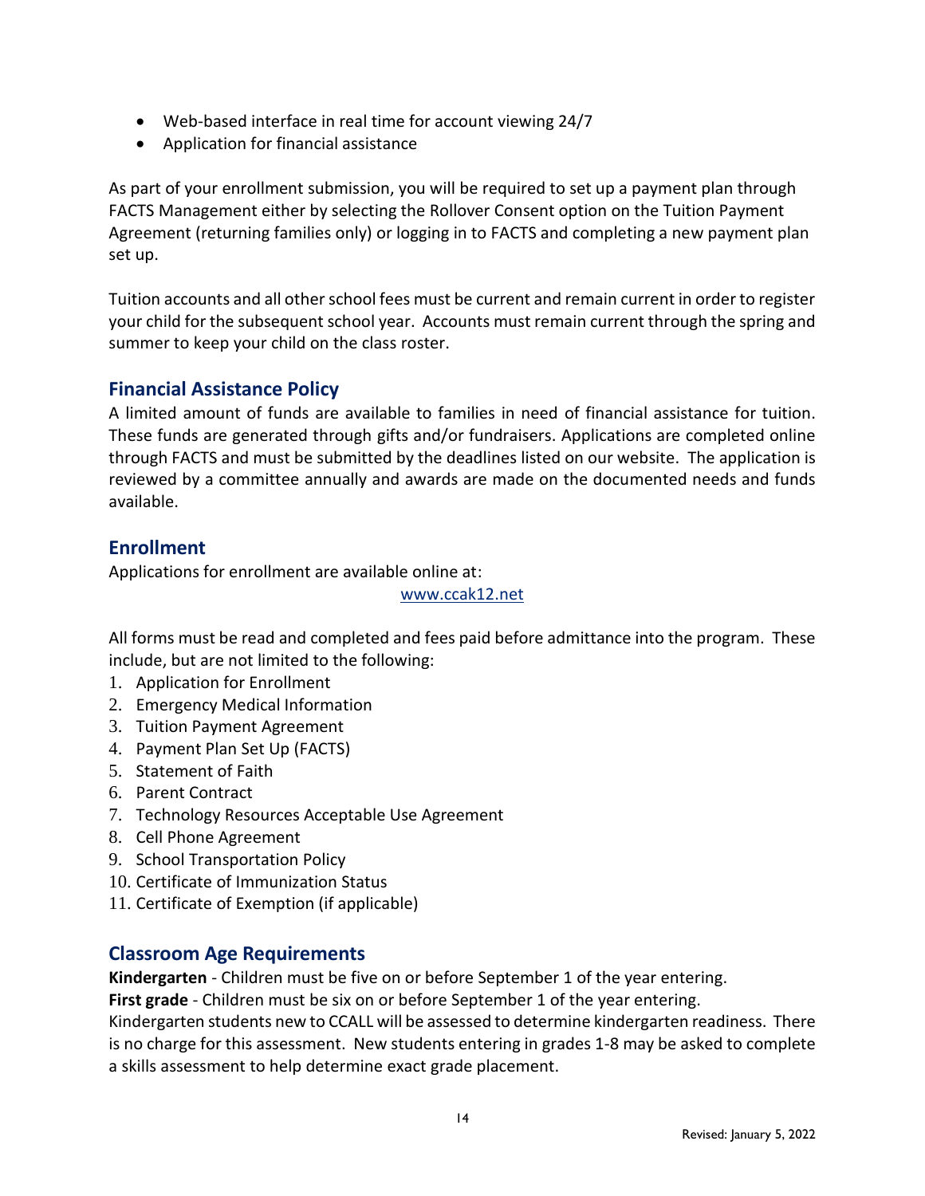- Web-based interface in real time for account viewing 24/7
- Application for financial assistance

As part of your enrollment submission, you will be required to set up a payment plan through FACTS Management either by selecting the Rollover Consent option on the Tuition Payment Agreement (returning families only) or logging in to FACTS and completing a new payment plan set up.

Tuition accounts and all other school fees must be current and remain current in order to register your child for the subsequent school year. Accounts must remain current through the spring and summer to keep your child on the class roster.

## Financial Assistance Policy

A limited amount of funds are available to families in need of financial assistance for tuition. These funds are generated through gifts and/or fundraisers. Applications are completed online through FACTS and must be submitted by the deadlines listed on our website. The application is reviewed by a committee annually and awards are made on the documented needs and funds available.

## Enrollment

Applications for enrollment are available online at:

www.ccak12.net

All forms must be read and completed and fees paid before admittance into the program. These include, but are not limited to the following:

1. Application for Enrollment
2. Emergency Medical Information
3. Tuition Payment Agreement
4. Payment Plan Set Up (FACTS)
5. Statement of Faith
6. Parent Contract
7. Technology Resources Acceptable Use Agreement
8. Cell Phone Agreement
9. School Transportation Policy
10. Certificate of Immunization Status
11. Certificate of Exemption (if applicable)

## Classroom Age Requirements

**Kindergarten** - Children must be five on or before September 1 of the year entering.
**First grade** - Children must be six on or before September 1 of the year entering.
Kindergarten students new to CCALL will be assessed to determine kindergarten readiness. There is no charge for this assessment. New students entering in grades 1-8 may be asked to complete a skills assessment to help determine exact grade placement.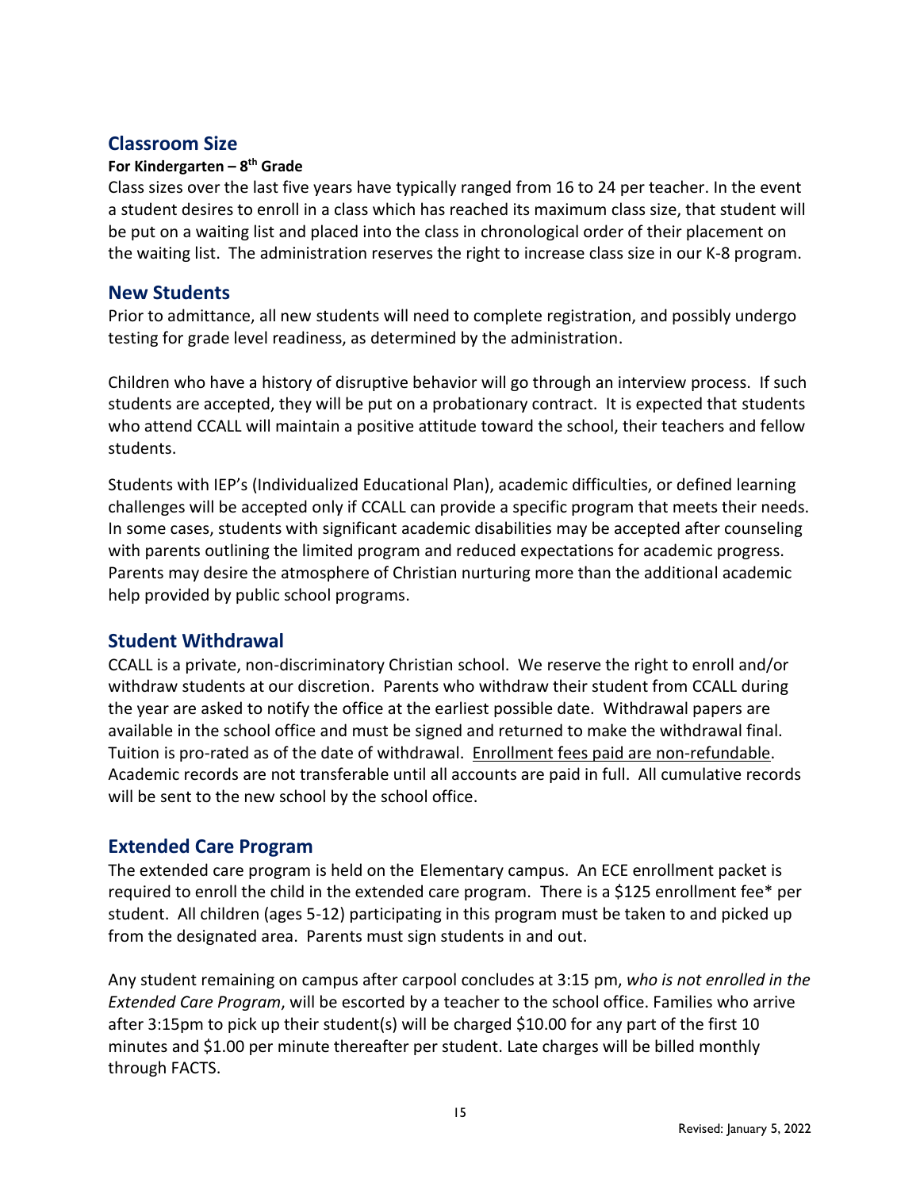## Classroom Size

**For Kindergarten – 8th Grade**

Class sizes over the last five years have typically ranged from 16 to 24 per teacher. In the event a student desires to enroll in a class which has reached its maximum class size, that student will be put on a waiting list and placed into the class in chronological order of their placement on the waiting list. The administration reserves the right to increase class size in our K-8 program.

## New Students

Prior to admittance, all new students will need to complete registration, and possibly undergo testing for grade level readiness, as determined by the administration.

Children who have a history of disruptive behavior will go through an interview process. If such students are accepted, they will be put on a probationary contract. It is expected that students who attend CCALL will maintain a positive attitude toward the school, their teachers and fellow students.

Students with IEP's (Individualized Educational Plan), academic difficulties, or defined learning challenges will be accepted only if CCALL can provide a specific program that meets their needs. In some cases, students with significant academic disabilities may be accepted after counseling with parents outlining the limited program and reduced expectations for academic progress. Parents may desire the atmosphere of Christian nurturing more than the additional academic help provided by public school programs.

## Student Withdrawal

CCALL is a private, non-discriminatory Christian school. We reserve the right to enroll and/or withdraw students at our discretion. Parents who withdraw their student from CCALL during the year are asked to notify the office at the earliest possible date. Withdrawal papers are available in the school office and must be signed and returned to make the withdrawal final. Tuition is pro-rated as of the date of withdrawal. Enrollment fees paid are non-refundable. Academic records are not transferable until all accounts are paid in full. All cumulative records will be sent to the new school by the school office.

## Extended Care Program

The extended care program is held on the Elementary campus. An ECE enrollment packet is required to enroll the child in the extended care program. There is a $125 enrollment fee* per student. All children (ages 5-12) participating in this program must be taken to and picked up from the designated area. Parents must sign students in and out.

Any student remaining on campus after carpool concludes at 3:15 pm, *who is not enrolled in the Extended Care Program*, will be escorted by a teacher to the school office. Families who arrive after 3:15pm to pick up their student(s) will be charged $10.00 for any part of the first 10 minutes and $1.00 per minute thereafter per student. Late charges will be billed monthly through FACTS.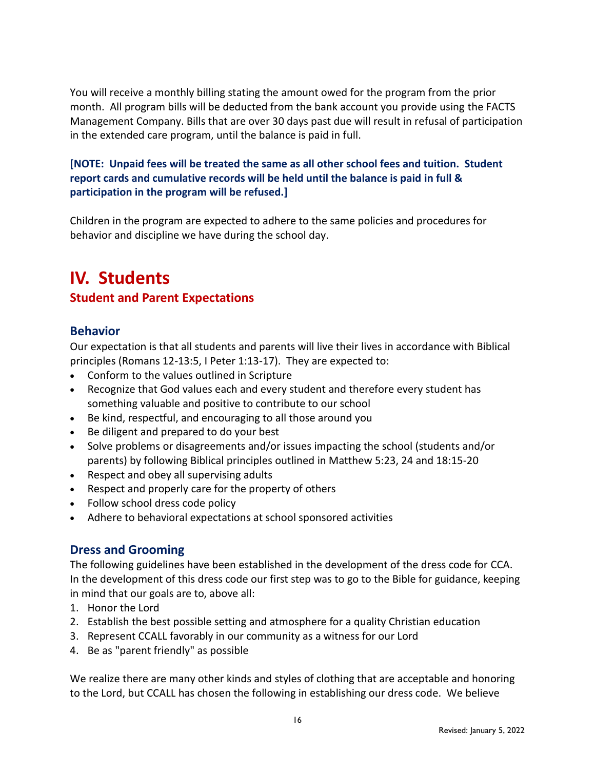You will receive a monthly billing stating the amount owed for the program from the prior month. All program bills will be deducted from the bank account you provide using the FACTS Management Company. Bills that are over 30 days past due will result in refusal of participation in the extended care program, until the balance is paid in full.

**[NOTE: Unpaid fees will be treated the same as all other school fees and tuition. Student report cards and cumulative records will be held until the balance is paid in full & participation in the program will be refused.]**

Children in the program are expected to adhere to the same policies and procedures for behavior and discipline we have during the school day.

# IV. Students

## Student and Parent Expectations

### Behavior

Our expectation is that all students and parents will live their lives in accordance with Biblical principles (Romans 12-13:5, I Peter 1:13-17). They are expected to:

- Conform to the values outlined in Scripture
- Recognize that God values each and every student and therefore every student has something valuable and positive to contribute to our school
- Be kind, respectful, and encouraging to all those around you
- Be diligent and prepared to do your best
- Solve problems or disagreements and/or issues impacting the school (students and/or parents) by following Biblical principles outlined in Matthew 5:23, 24 and 18:15-20
- Respect and obey all supervising adults
- Respect and properly care for the property of others
- Follow school dress code policy
- Adhere to behavioral expectations at school sponsored activities

### Dress and Grooming

The following guidelines have been established in the development of the dress code for CCA. In the development of this dress code our first step was to go to the Bible for guidance, keeping in mind that our goals are to, above all:

1. Honor the Lord
2. Establish the best possible setting and atmosphere for a quality Christian education
3. Represent CCALL favorably in our community as a witness for our Lord
4. Be as "parent friendly" as possible

We realize there are many other kinds and styles of clothing that are acceptable and honoring to the Lord, but CCALL has chosen the following in establishing our dress code. We believe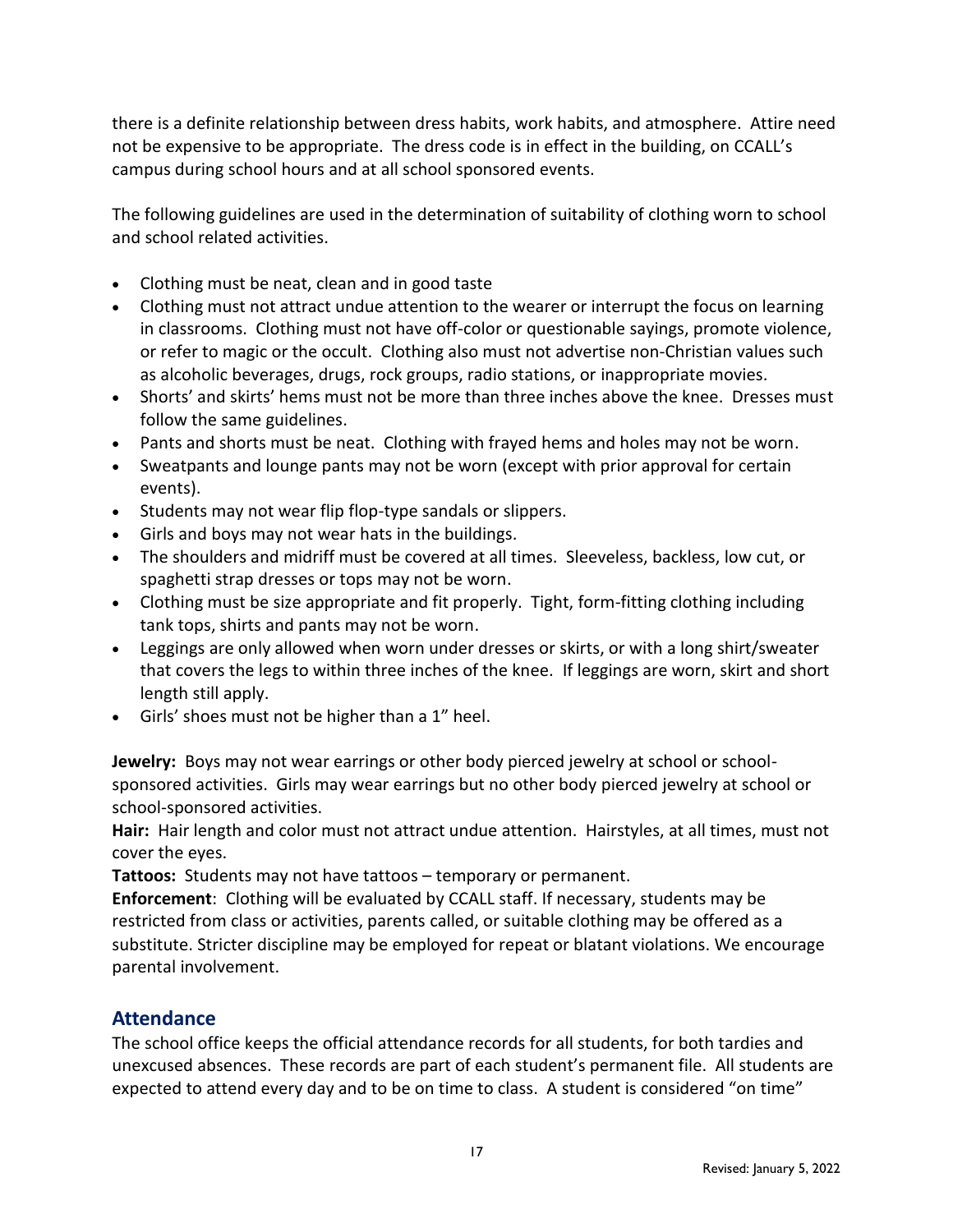there is a definite relationship between dress habits, work habits, and atmosphere. Attire need not be expensive to be appropriate. The dress code is in effect in the building, on CCALL's campus during school hours and at all school sponsored events.

The following guidelines are used in the determination of suitability of clothing worn to school and school related activities.

- Clothing must be neat, clean and in good taste
- Clothing must not attract undue attention to the wearer or interrupt the focus on learning in classrooms. Clothing must not have off-color or questionable sayings, promote violence, or refer to magic or the occult. Clothing also must not advertise non-Christian values such as alcoholic beverages, drugs, rock groups, radio stations, or inappropriate movies.
- Shorts' and skirts' hems must not be more than three inches above the knee. Dresses must follow the same guidelines.
- Pants and shorts must be neat. Clothing with frayed hems and holes may not be worn.
- Sweatpants and lounge pants may not be worn (except with prior approval for certain events).
- Students may not wear flip flop-type sandals or slippers.
- Girls and boys may not wear hats in the buildings.
- The shoulders and midriff must be covered at all times. Sleeveless, backless, low cut, or spaghetti strap dresses or tops may not be worn.
- Clothing must be size appropriate and fit properly. Tight, form-fitting clothing including tank tops, shirts and pants may not be worn.
- Leggings are only allowed when worn under dresses or skirts, or with a long shirt/sweater that covers the legs to within three inches of the knee. If leggings are worn, skirt and short length still apply.
- Girls' shoes must not be higher than a 1" heel.

**Jewelry:** Boys may not wear earrings or other body pierced jewelry at school or school-sponsored activities. Girls may wear earrings but no other body pierced jewelry at school or school-sponsored activities.
**Hair:** Hair length and color must not attract undue attention. Hairstyles, at all times, must not cover the eyes.
**Tattoos:** Students may not have tattoos – temporary or permanent.
**Enforcement**: Clothing will be evaluated by CCALL staff. If necessary, students may be restricted from class or activities, parents called, or suitable clothing may be offered as a substitute. Stricter discipline may be employed for repeat or blatant violations. We encourage parental involvement.

## Attendance

The school office keeps the official attendance records for all students, for both tardies and unexcused absences. These records are part of each student's permanent file. All students are expected to attend every day and to be on time to class. A student is considered "on time"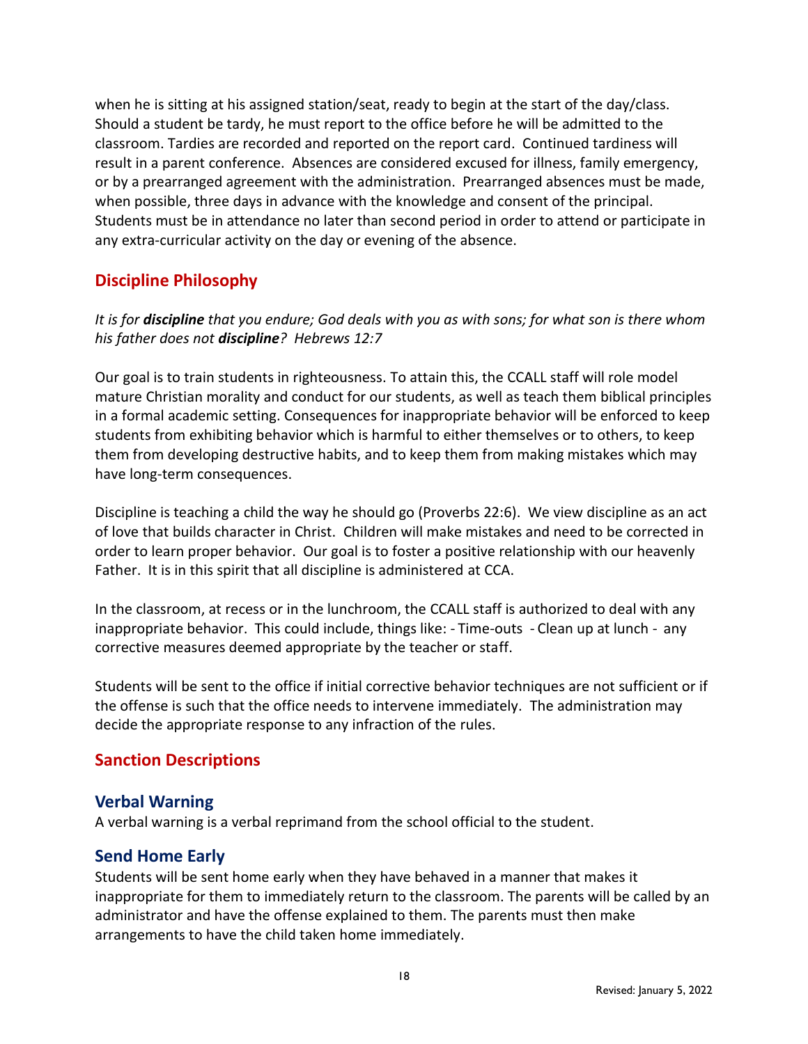when he is sitting at his assigned station/seat, ready to begin at the start of the day/class. Should a student be tardy, he must report to the office before he will be admitted to the classroom. Tardies are recorded and reported on the report card. Continued tardiness will result in a parent conference. Absences are considered excused for illness, family emergency, or by a prearranged agreement with the administration. Prearranged absences must be made, when possible, three days in advance with the knowledge and consent of the principal. Students must be in attendance no later than second period in order to attend or participate in any extra-curricular activity on the day or evening of the absence.

## Discipline Philosophy

*It is for **discipline** that you endure; God deals with you as with sons; for what son is there whom his father does not **discipline**? Hebrews 12:7*

Our goal is to train students in righteousness. To attain this, the CCALL staff will role model mature Christian morality and conduct for our students, as well as teach them biblical principles in a formal academic setting. Consequences for inappropriate behavior will be enforced to keep students from exhibiting behavior which is harmful to either themselves or to others, to keep them from developing destructive habits, and to keep them from making mistakes which may have long-term consequences.

Discipline is teaching a child the way he should go (Proverbs 22:6). We view discipline as an act of love that builds character in Christ. Children will make mistakes and need to be corrected in order to learn proper behavior. Our goal is to foster a positive relationship with our heavenly Father. It is in this spirit that all discipline is administered at CCA.

In the classroom, at recess or in the lunchroom, the CCALL staff is authorized to deal with any inappropriate behavior. This could include, things like: - Time-outs - Clean up at lunch - any corrective measures deemed appropriate by the teacher or staff.

Students will be sent to the office if initial corrective behavior techniques are not sufficient or if the offense is such that the office needs to intervene immediately. The administration may decide the appropriate response to any infraction of the rules.

## Sanction Descriptions

### Verbal Warning

A verbal warning is a verbal reprimand from the school official to the student.

### Send Home Early

Students will be sent home early when they have behaved in a manner that makes it inappropriate for them to immediately return to the classroom. The parents will be called by an administrator and have the offense explained to them. The parents must then make arrangements to have the child taken home immediately.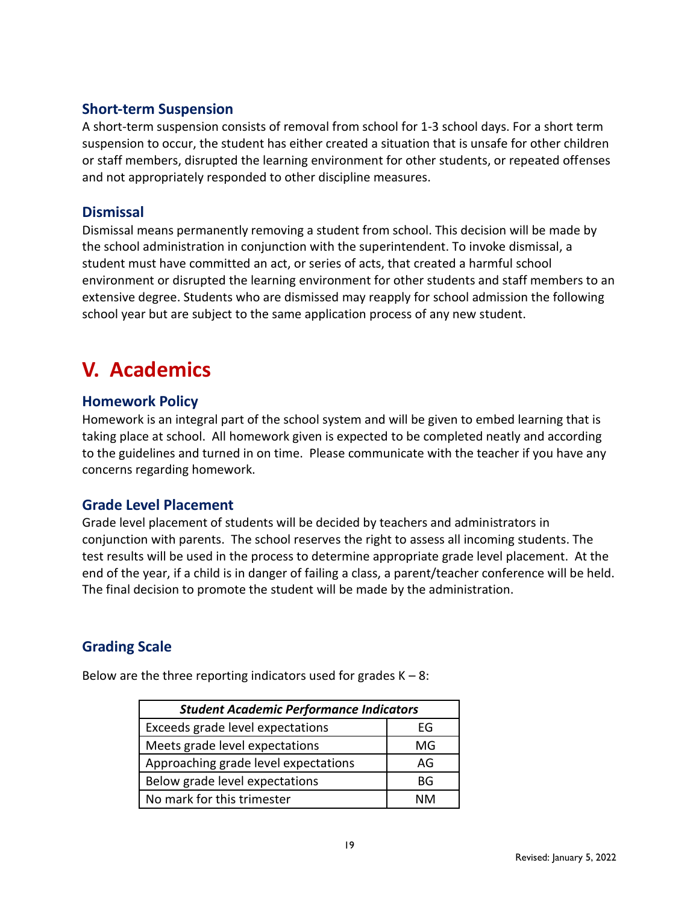### Short-term Suspension

A short-term suspension consists of removal from school for 1-3 school days. For a short term suspension to occur, the student has either created a situation that is unsafe for other children or staff members, disrupted the learning environment for other students, or repeated offenses and not appropriately responded to other discipline measures.

### Dismissal

Dismissal means permanently removing a student from school. This decision will be made by the school administration in conjunction with the superintendent. To invoke dismissal, a student must have committed an act, or series of acts, that created a harmful school environment or disrupted the learning environment for other students and staff members to an extensive degree. Students who are dismissed may reapply for school admission the following school year but are subject to the same application process of any new student.

## V. Academics

### Homework Policy

Homework is an integral part of the school system and will be given to embed learning that is taking place at school. All homework given is expected to be completed neatly and according to the guidelines and turned in on time. Please communicate with the teacher if you have any concerns regarding homework.

### Grade Level Placement

Grade level placement of students will be decided by teachers and administrators in conjunction with parents. The school reserves the right to assess all incoming students. The test results will be used in the process to determine appropriate grade level placement. At the end of the year, if a child is in danger of failing a class, a parent/teacher conference will be held. The final decision to promote the student will be made by the administration.

### Grading Scale

Below are the three reporting indicators used for grades K – 8:

| ***Student Academic Performance Indicators*** | |
|---|---|
| Exceeds grade level expectations | EG |
| Meets grade level expectations | MG |
| Approaching grade level expectations | AG |
| Below grade level expectations | BG |
| No mark for this trimester | NM |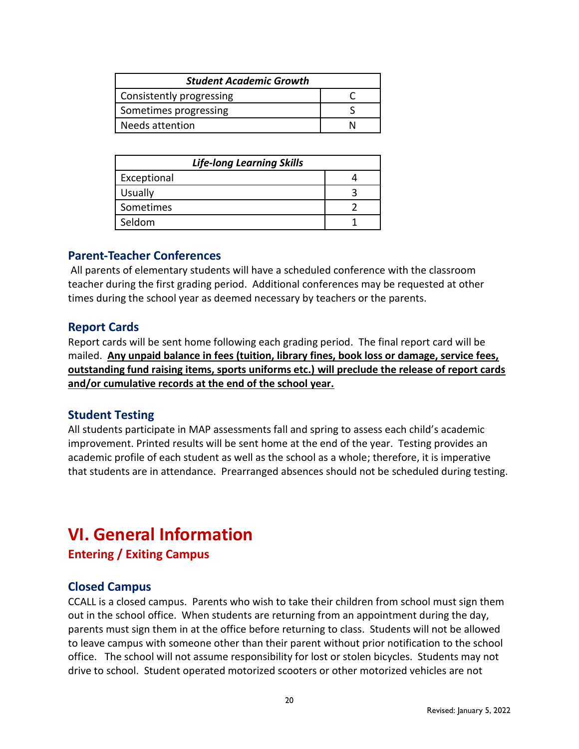| *Student Academic Growth* | |
|---|---|
| Consistently progressing | C |
| Sometimes progressing | S |
| Needs attention | N |

| *Life-long Learning Skills* | |
|---|---|
| Exceptional | 4 |
| Usually | 3 |
| Sometimes | 2 |
| Seldom | 1 |

### Parent-Teacher Conferences

All parents of elementary students will have a scheduled conference with the classroom teacher during the first grading period. Additional conferences may be requested at other times during the school year as deemed necessary by teachers or the parents.

### Report Cards

Report cards will be sent home following each grading period. The final report card will be mailed. **Any unpaid balance in fees (tuition, library fines, book loss or damage, service fees, outstanding fund raising items, sports uniforms etc.) will preclude the release of report cards and/or cumulative records at the end of the school year.**

### Student Testing

All students participate in MAP assessments fall and spring to assess each child's academic improvement. Printed results will be sent home at the end of the year. Testing provides an academic profile of each student as well as the school as a whole; therefore, it is imperative that students are in attendance. Prearranged absences should not be scheduled during testing.

# VI. General Information

## Entering / Exiting Campus

### Closed Campus

CCALL is a closed campus. Parents who wish to take their children from school must sign them out in the school office. When students are returning from an appointment during the day, parents must sign them in at the office before returning to class. Students will not be allowed to leave campus with someone other than their parent without prior notification to the school office. The school will not assume responsibility for lost or stolen bicycles. Students may not drive to school. Student operated motorized scooters or other motorized vehicles are not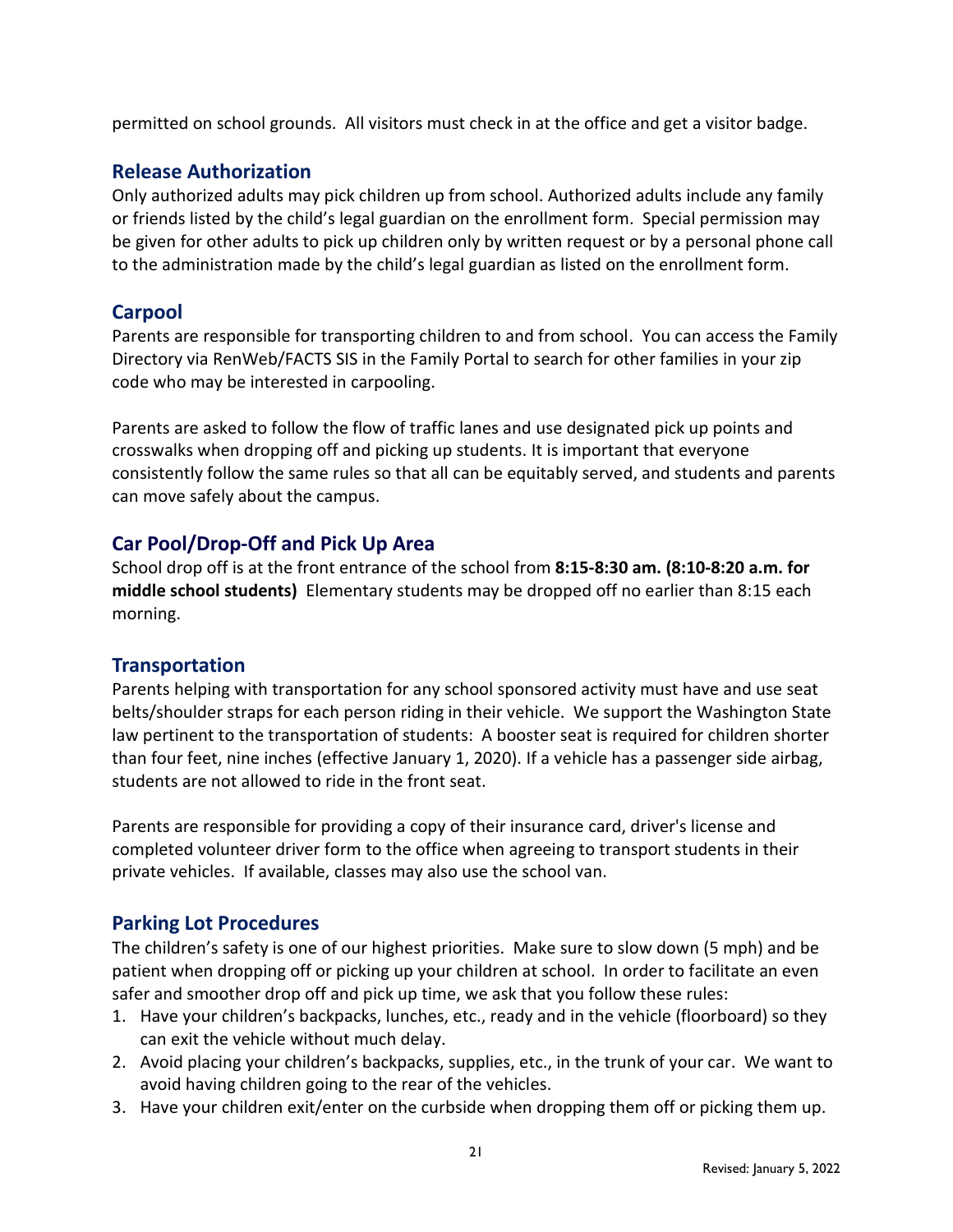permitted on school grounds. All visitors must check in at the office and get a visitor badge.

## Release Authorization

Only authorized adults may pick children up from school. Authorized adults include any family or friends listed by the child's legal guardian on the enrollment form. Special permission may be given for other adults to pick up children only by written request or by a personal phone call to the administration made by the child's legal guardian as listed on the enrollment form.

## Carpool

Parents are responsible for transporting children to and from school. You can access the Family Directory via RenWeb/FACTS SIS in the Family Portal to search for other families in your zip code who may be interested in carpooling.

Parents are asked to follow the flow of traffic lanes and use designated pick up points and crosswalks when dropping off and picking up students. It is important that everyone consistently follow the same rules so that all can be equitably served, and students and parents can move safely about the campus.

## Car Pool/Drop-Off and Pick Up Area

School drop off is at the front entrance of the school from **8:15-8:30 am. (8:10-8:20 a.m. for middle school students)** Elementary students may be dropped off no earlier than 8:15 each morning.

## Transportation

Parents helping with transportation for any school sponsored activity must have and use seat belts/shoulder straps for each person riding in their vehicle. We support the Washington State law pertinent to the transportation of students: A booster seat is required for children shorter than four feet, nine inches (effective January 1, 2020). If a vehicle has a passenger side airbag, students are not allowed to ride in the front seat.

Parents are responsible for providing a copy of their insurance card, driver's license and completed volunteer driver form to the office when agreeing to transport students in their private vehicles. If available, classes may also use the school van.

## Parking Lot Procedures

The children's safety is one of our highest priorities. Make sure to slow down (5 mph) and be patient when dropping off or picking up your children at school. In order to facilitate an even safer and smoother drop off and pick up time, we ask that you follow these rules:

1. Have your children's backpacks, lunches, etc., ready and in the vehicle (floorboard) so they can exit the vehicle without much delay.
2. Avoid placing your children's backpacks, supplies, etc., in the trunk of your car. We want to avoid having children going to the rear of the vehicles.
3. Have your children exit/enter on the curbside when dropping them off or picking them up.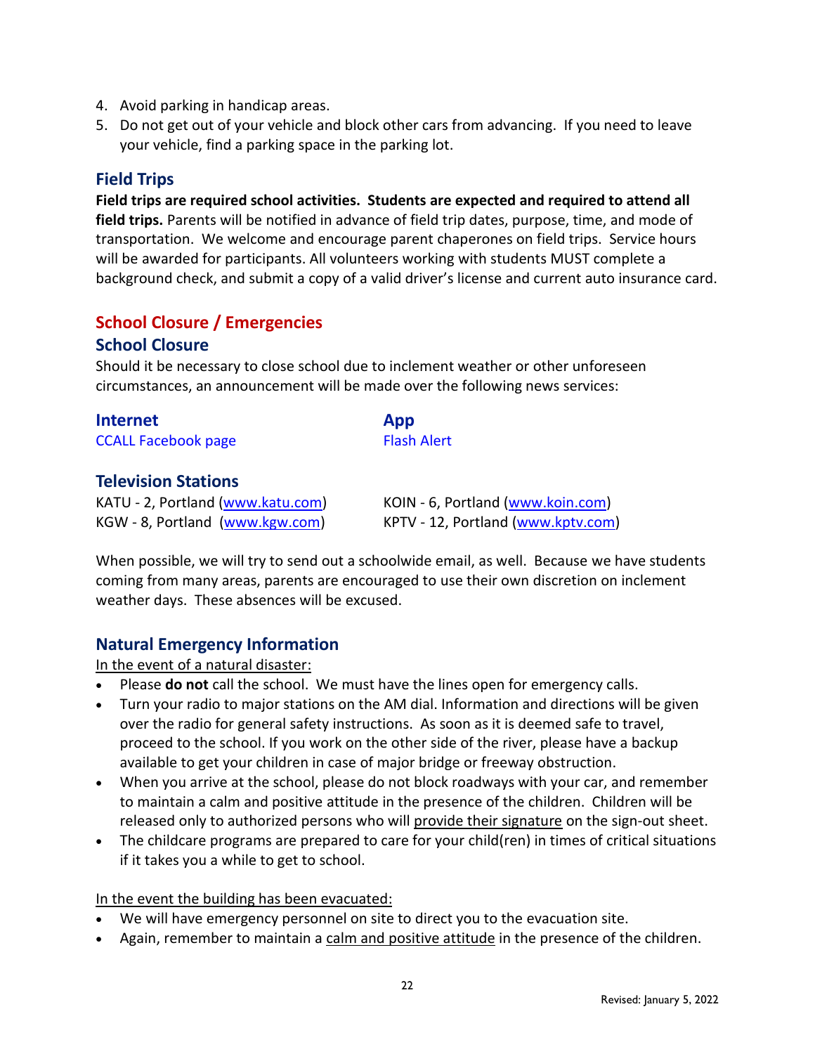4. Avoid parking in handicap areas.
5. Do not get out of your vehicle and block other cars from advancing. If you need to leave your vehicle, find a parking space in the parking lot.

## Field Trips

**Field trips are required school activities. Students are expected and required to attend all field trips.** Parents will be notified in advance of field trip dates, purpose, time, and mode of transportation. We welcome and encourage parent chaperones on field trips. Service hours will be awarded for participants. All volunteers working with students MUST complete a background check, and submit a copy of a valid driver's license and current auto insurance card.

# School Closure / Emergencies

## School Closure

Should it be necessary to close school due to inclement weather or other unforeseen circumstances, an announcement will be made over the following news services:

### Internet

CCALL Facebook page

### App

Flash Alert

### Television Stations

KATU - 2, Portland (www.katu.com)
KGW - 8, Portland (www.kgw.com)
KOIN - 6, Portland (www.koin.com)
KPTV - 12, Portland (www.kptv.com)

When possible, we will try to send out a schoolwide email, as well. Because we have students coming from many areas, parents are encouraged to use their own discretion on inclement weather days. These absences will be excused.

## Natural Emergency Information

In the event of a natural disaster:

- Please **do not** call the school. We must have the lines open for emergency calls.
- Turn your radio to major stations on the AM dial. Information and directions will be given over the radio for general safety instructions. As soon as it is deemed safe to travel, proceed to the school. If you work on the other side of the river, please have a backup available to get your children in case of major bridge or freeway obstruction.
- When you arrive at the school, please do not block roadways with your car, and remember to maintain a calm and positive attitude in the presence of the children. Children will be released only to authorized persons who will provide their signature on the sign-out sheet.
- The childcare programs are prepared to care for your child(ren) in times of critical situations if it takes you a while to get to school.

In the event the building has been evacuated:

- We will have emergency personnel on site to direct you to the evacuation site.
- Again, remember to maintain a calm and positive attitude in the presence of the children.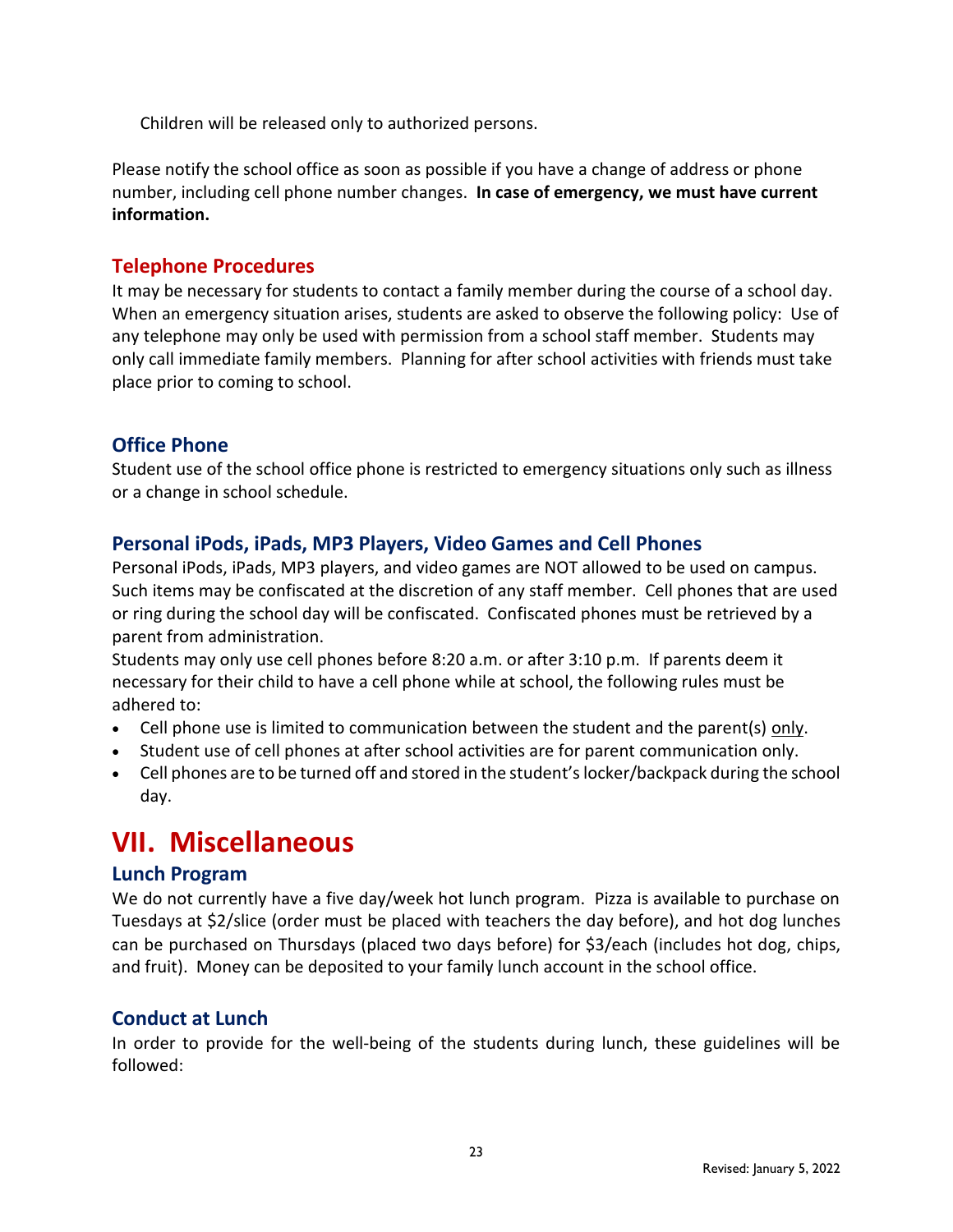Children will be released only to authorized persons.

Please notify the school office as soon as possible if you have a change of address or phone number, including cell phone number changes. **In case of emergency, we must have current information.**

### Telephone Procedures

It may be necessary for students to contact a family member during the course of a school day. When an emergency situation arises, students are asked to observe the following policy: Use of any telephone may only be used with permission from a school staff member. Students may only call immediate family members. Planning for after school activities with friends must take place prior to coming to school.

### Office Phone

Student use of the school office phone is restricted to emergency situations only such as illness or a change in school schedule.

### Personal iPods, iPads, MP3 Players, Video Games and Cell Phones

Personal iPods, iPads, MP3 players, and video games are NOT allowed to be used on campus. Such items may be confiscated at the discretion of any staff member. Cell phones that are used or ring during the school day will be confiscated. Confiscated phones must be retrieved by a parent from administration.

Students may only use cell phones before 8:20 a.m. or after 3:10 p.m. If parents deem it necessary for their child to have a cell phone while at school, the following rules must be adhered to:

- Cell phone use is limited to communication between the student and the parent(s) <u>only</u>.
- Student use of cell phones at after school activities are for parent communication only.
- Cell phones are to be turned off and stored in the student's locker/backpack during the school day.

# VII. Miscellaneous

### Lunch Program

We do not currently have a five day/week hot lunch program. Pizza is available to purchase on Tuesdays at $2/slice (order must be placed with teachers the day before), and hot dog lunches can be purchased on Thursdays (placed two days before) for $3/each (includes hot dog, chips, and fruit). Money can be deposited to your family lunch account in the school office.

### Conduct at Lunch

In order to provide for the well-being of the students during lunch, these guidelines will be followed: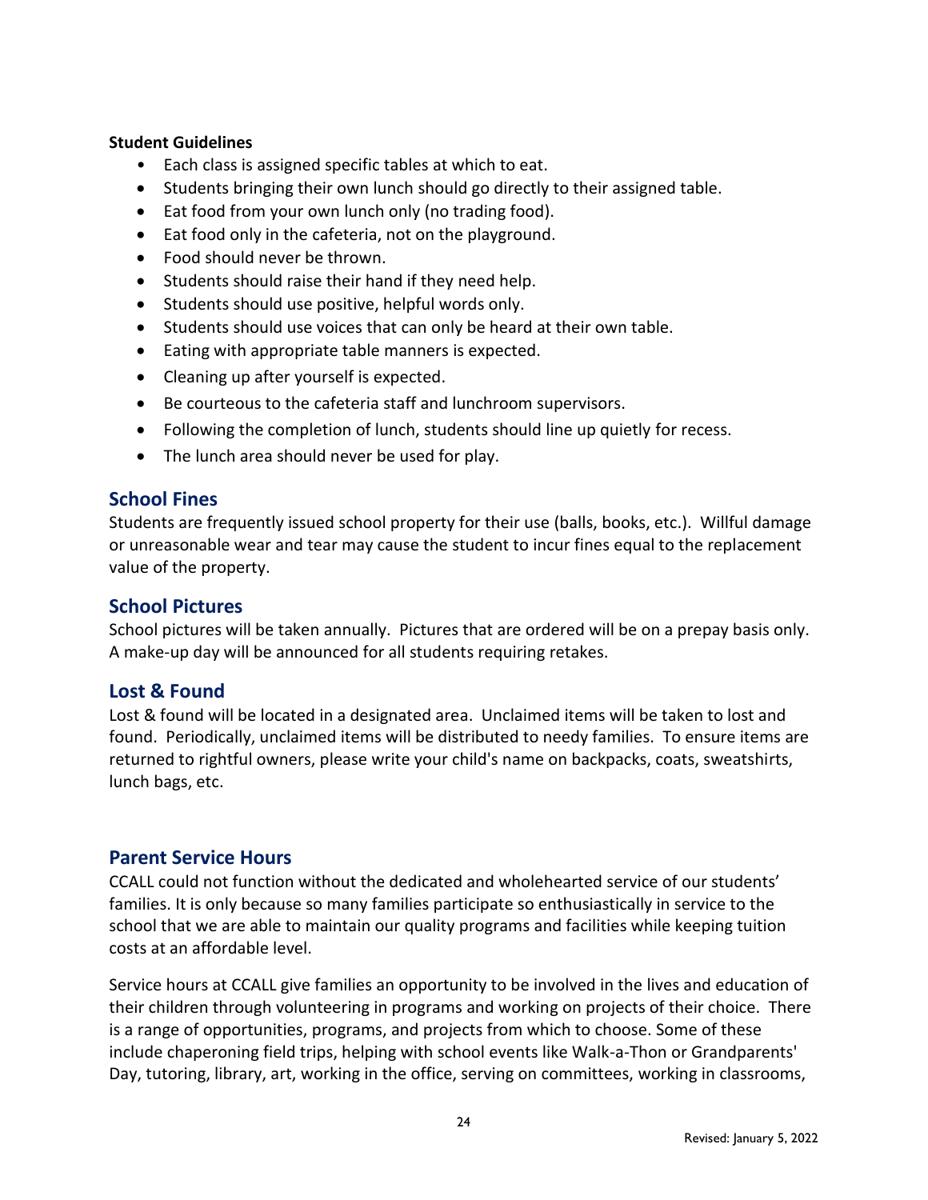**Student Guidelines**

- Each class is assigned specific tables at which to eat.
- Students bringing their own lunch should go directly to their assigned table.
- Eat food from your own lunch only (no trading food).
- Eat food only in the cafeteria, not on the playground.
- Food should never be thrown.
- Students should raise their hand if they need help.
- Students should use positive, helpful words only.
- Students should use voices that can only be heard at their own table.
- Eating with appropriate table manners is expected.
- Cleaning up after yourself is expected.
- Be courteous to the cafeteria staff and lunchroom supervisors.
- Following the completion of lunch, students should line up quietly for recess.
- The lunch area should never be used for play.

## School Fines

Students are frequently issued school property for their use (balls, books, etc.). Willful damage or unreasonable wear and tear may cause the student to incur fines equal to the replacement value of the property.

## School Pictures

School pictures will be taken annually. Pictures that are ordered will be on a prepay basis only. A make-up day will be announced for all students requiring retakes.

## Lost & Found

Lost & found will be located in a designated area. Unclaimed items will be taken to lost and found. Periodically, unclaimed items will be distributed to needy families. To ensure items are returned to rightful owners, please write your child's name on backpacks, coats, sweatshirts, lunch bags, etc.

## Parent Service Hours

CCALL could not function without the dedicated and wholehearted service of our students' families. It is only because so many families participate so enthusiastically in service to the school that we are able to maintain our quality programs and facilities while keeping tuition costs at an affordable level.

Service hours at CCALL give families an opportunity to be involved in the lives and education of their children through volunteering in programs and working on projects of their choice. There is a range of opportunities, programs, and projects from which to choose. Some of these include chaperoning field trips, helping with school events like Walk-a-Thon or Grandparents' Day, tutoring, library, art, working in the office, serving on committees, working in classrooms,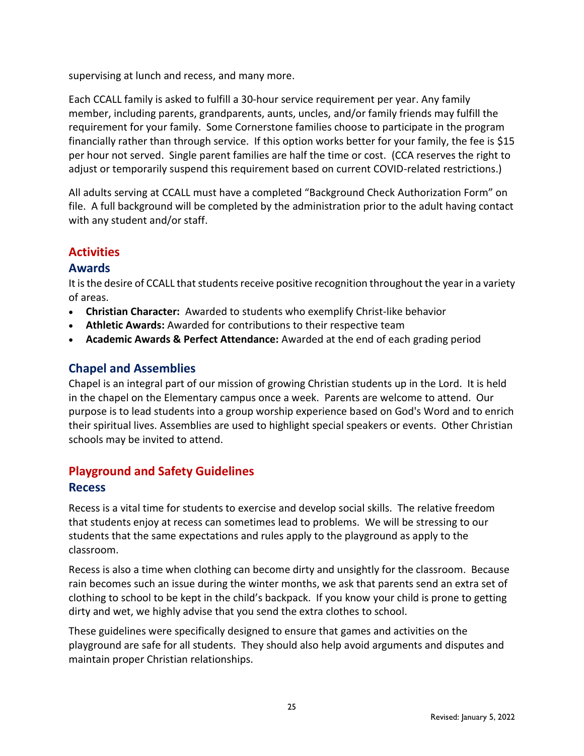supervising at lunch and recess, and many more.

Each CCALL family is asked to fulfill a 30-hour service requirement per year. Any family member, including parents, grandparents, aunts, uncles, and/or family friends may fulfill the requirement for your family. Some Cornerstone families choose to participate in the program financially rather than through service. If this option works better for your family, the fee is $15 per hour not served. Single parent families are half the time or cost. (CCA reserves the right to adjust or temporarily suspend this requirement based on current COVID-related restrictions.)

All adults serving at CCALL must have a completed "Background Check Authorization Form" on file. A full background will be completed by the administration prior to the adult having contact with any student and/or staff.

## Activities

### Awards

It is the desire of CCALL that students receive positive recognition throughout the year in a variety of areas.

- **Christian Character:** Awarded to students who exemplify Christ-like behavior
- **Athletic Awards:** Awarded for contributions to their respective team
- **Academic Awards & Perfect Attendance:** Awarded at the end of each grading period

### Chapel and Assemblies

Chapel is an integral part of our mission of growing Christian students up in the Lord. It is held in the chapel on the Elementary campus once a week. Parents are welcome to attend. Our purpose is to lead students into a group worship experience based on God's Word and to enrich their spiritual lives. Assemblies are used to highlight special speakers or events. Other Christian schools may be invited to attend.

## Playground and Safety Guidelines

### Recess

Recess is a vital time for students to exercise and develop social skills. The relative freedom that students enjoy at recess can sometimes lead to problems. We will be stressing to our students that the same expectations and rules apply to the playground as apply to the classroom.

Recess is also a time when clothing can become dirty and unsightly for the classroom. Because rain becomes such an issue during the winter months, we ask that parents send an extra set of clothing to school to be kept in the child's backpack. If you know your child is prone to getting dirty and wet, we highly advise that you send the extra clothes to school.

These guidelines were specifically designed to ensure that games and activities on the playground are safe for all students. They should also help avoid arguments and disputes and maintain proper Christian relationships.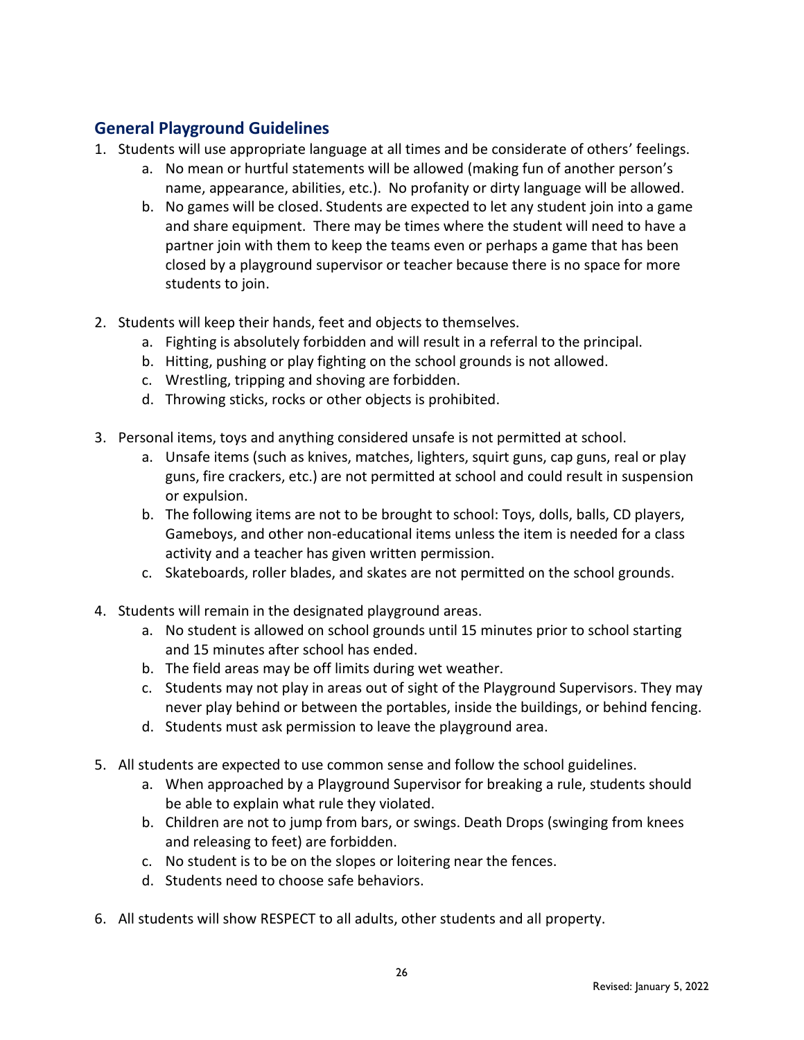## General Playground Guidelines

1. Students will use appropriate language at all times and be considerate of others' feelings.
    a. No mean or hurtful statements will be allowed (making fun of another person's name, appearance, abilities, etc.). No profanity or dirty language will be allowed.
    b. No games will be closed. Students are expected to let any student join into a game and share equipment. There may be times where the student will need to have a partner join with them to keep the teams even or perhaps a game that has been closed by a playground supervisor or teacher because there is no space for more students to join.

2. Students will keep their hands, feet and objects to themselves.
    a. Fighting is absolutely forbidden and will result in a referral to the principal.
    b. Hitting, pushing or play fighting on the school grounds is not allowed.
    c. Wrestling, tripping and shoving are forbidden.
    d. Throwing sticks, rocks or other objects is prohibited.

3. Personal items, toys and anything considered unsafe is not permitted at school.
    a. Unsafe items (such as knives, matches, lighters, squirt guns, cap guns, real or play guns, fire crackers, etc.) are not permitted at school and could result in suspension or expulsion.
    b. The following items are not to be brought to school: Toys, dolls, balls, CD players, Gameboys, and other non-educational items unless the item is needed for a class activity and a teacher has given written permission.
    c. Skateboards, roller blades, and skates are not permitted on the school grounds.

4. Students will remain in the designated playground areas.
    a. No student is allowed on school grounds until 15 minutes prior to school starting and 15 minutes after school has ended.
    b. The field areas may be off limits during wet weather.
    c. Students may not play in areas out of sight of the Playground Supervisors. They may never play behind or between the portables, inside the buildings, or behind fencing.
    d. Students must ask permission to leave the playground area.

5. All students are expected to use common sense and follow the school guidelines.
    a. When approached by a Playground Supervisor for breaking a rule, students should be able to explain what rule they violated.
    b. Children are not to jump from bars, or swings. Death Drops (swinging from knees and releasing to feet) are forbidden.
    c. No student is to be on the slopes or loitering near the fences.
    d. Students need to choose safe behaviors.

6. All students will show RESPECT to all adults, other students and all property.

Revised: January 5, 2022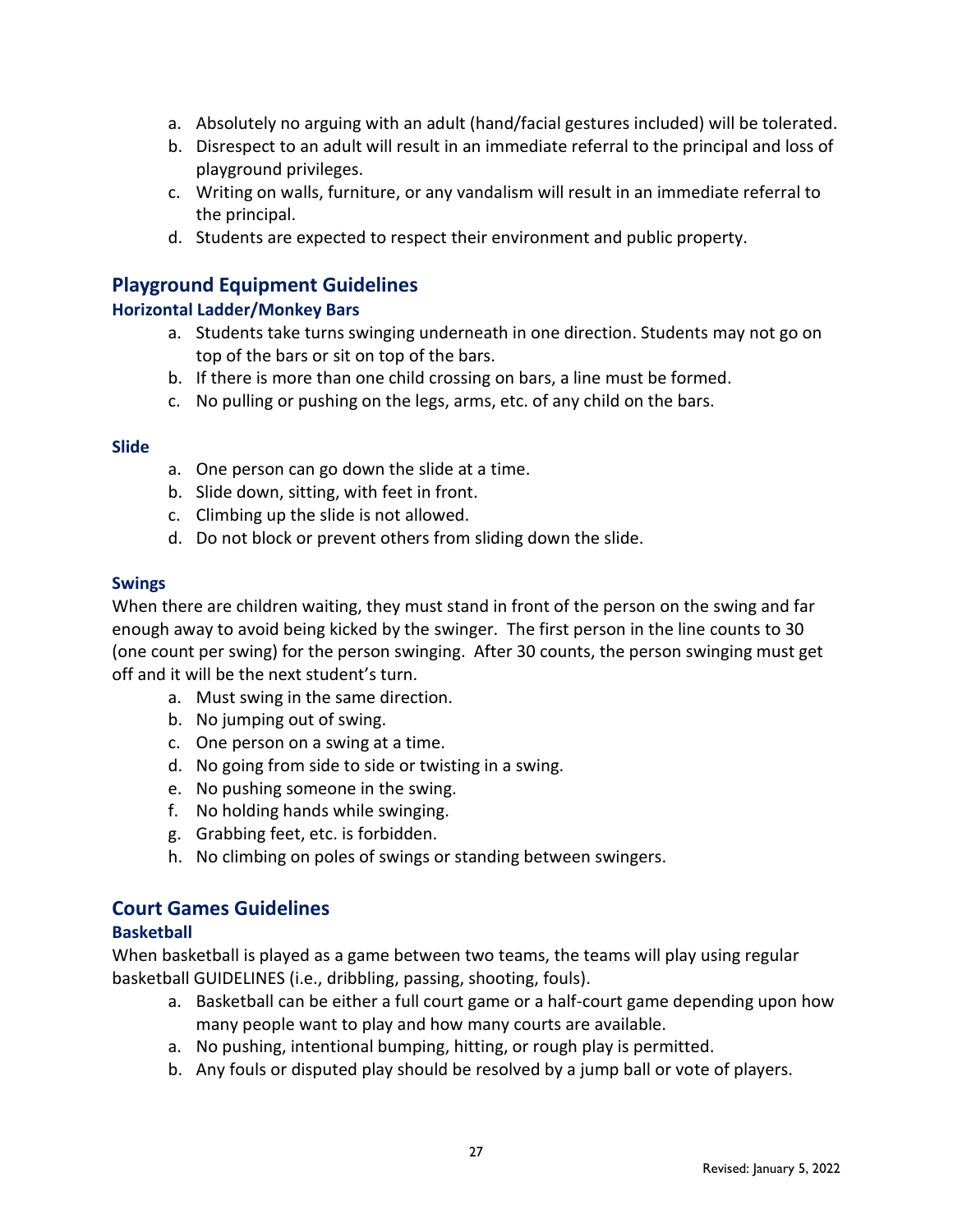a. Absolutely no arguing with an adult (hand/facial gestures included) will be tolerated.
b. Disrespect to an adult will result in an immediate referral to the principal and loss of playground privileges.
c. Writing on walls, furniture, or any vandalism will result in an immediate referral to the principal.
d. Students are expected to respect their environment and public property.

## Playground Equipment Guidelines

### Horizontal Ladder/Monkey Bars

a. Students take turns swinging underneath in one direction. Students may not go on top of the bars or sit on top of the bars.
b. If there is more than one child crossing on bars, a line must be formed.
c. No pulling or pushing on the legs, arms, etc. of any child on the bars.

### Slide

a. One person can go down the slide at a time.
b. Slide down, sitting, with feet in front.
c. Climbing up the slide is not allowed.
d. Do not block or prevent others from sliding down the slide.

### Swings

When there are children waiting, they must stand in front of the person on the swing and far enough away to avoid being kicked by the swinger. The first person in the line counts to 30 (one count per swing) for the person swinging. After 30 counts, the person swinging must get off and it will be the next student's turn.

a. Must swing in the same direction.
b. No jumping out of swing.
c. One person on a swing at a time.
d. No going from side to side or twisting in a swing.
e. No pushing someone in the swing.
f. No holding hands while swinging.
g. Grabbing feet, etc. is forbidden.
h. No climbing on poles of swings or standing between swingers.

## Court Games Guidelines

### Basketball

When basketball is played as a game between two teams, the teams will play using regular basketball GUIDELINES (i.e., dribbling, passing, shooting, fouls).

a. Basketball can be either a full court game or a half-court game depending upon how many people want to play and how many courts are available.
a. No pushing, intentional bumping, hitting, or rough play is permitted.
b. Any fouls or disputed play should be resolved by a jump ball or vote of players.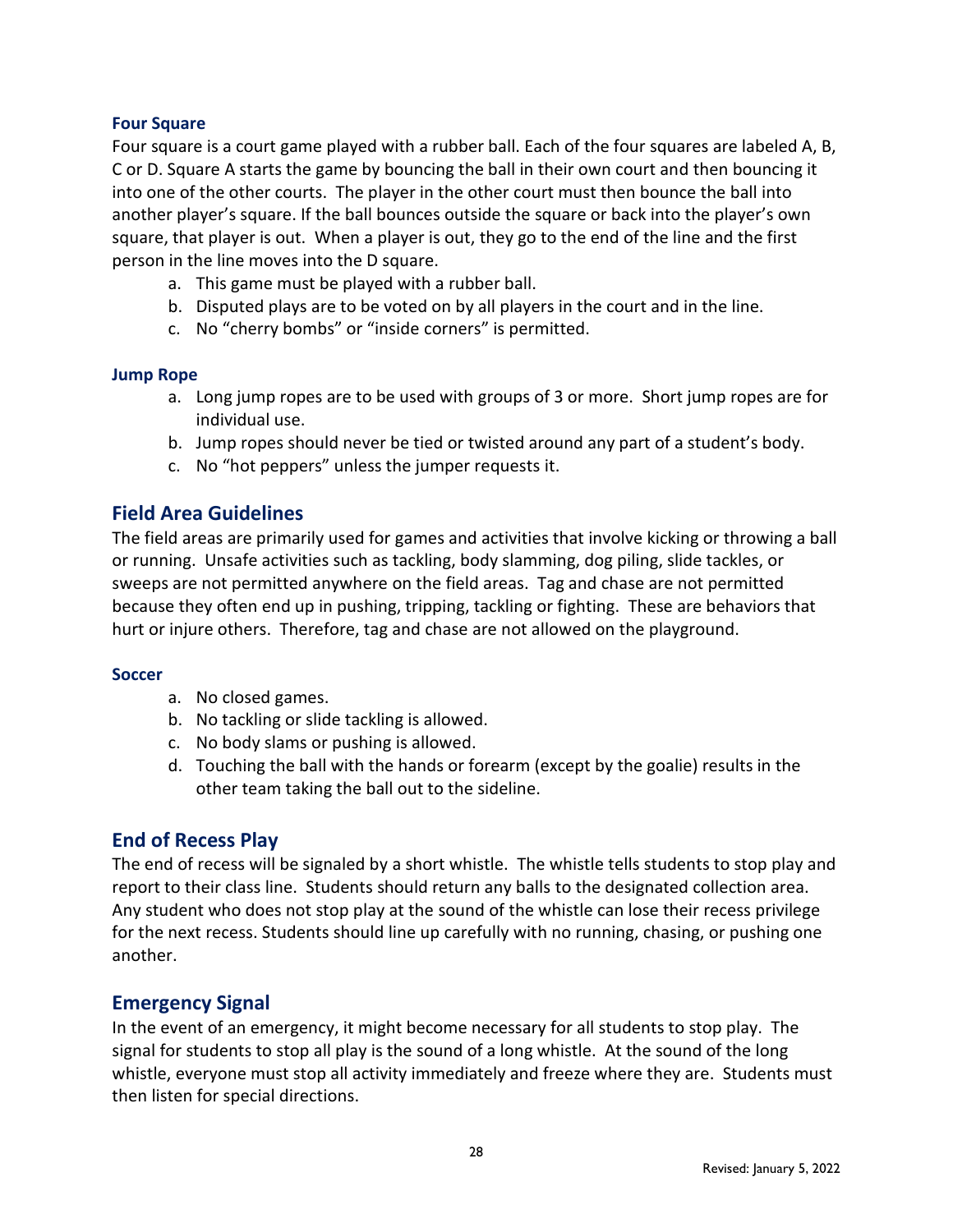### Four Square

Four square is a court game played with a rubber ball. Each of the four squares are labeled A, B, C or D. Square A starts the game by bouncing the ball in their own court and then bouncing it into one of the other courts. The player in the other court must then bounce the ball into another player's square. If the ball bounces outside the square or back into the player's own square, that player is out. When a player is out, they go to the end of the line and the first person in the line moves into the D square.

a. This game must be played with a rubber ball.
b. Disputed plays are to be voted on by all players in the court and in the line.
c. No "cherry bombs" or "inside corners" is permitted.

### Jump Rope

a. Long jump ropes are to be used with groups of 3 or more. Short jump ropes are for individual use.
b. Jump ropes should never be tied or twisted around any part of a student's body.
c. No "hot peppers" unless the jumper requests it.

## Field Area Guidelines

The field areas are primarily used for games and activities that involve kicking or throwing a ball or running. Unsafe activities such as tackling, body slamming, dog piling, slide tackles, or sweeps are not permitted anywhere on the field areas. Tag and chase are not permitted because they often end up in pushing, tripping, tackling or fighting. These are behaviors that hurt or injure others. Therefore, tag and chase are not allowed on the playground.

### Soccer

a. No closed games.
b. No tackling or slide tackling is allowed.
c. No body slams or pushing is allowed.
d. Touching the ball with the hands or forearm (except by the goalie) results in the other team taking the ball out to the sideline.

## End of Recess Play

The end of recess will be signaled by a short whistle. The whistle tells students to stop play and report to their class line. Students should return any balls to the designated collection area. Any student who does not stop play at the sound of the whistle can lose their recess privilege for the next recess. Students should line up carefully with no running, chasing, or pushing one another.

## Emergency Signal

In the event of an emergency, it might become necessary for all students to stop play. The signal for students to stop all play is the sound of a long whistle. At the sound of the long whistle, everyone must stop all activity immediately and freeze where they are. Students must then listen for special directions.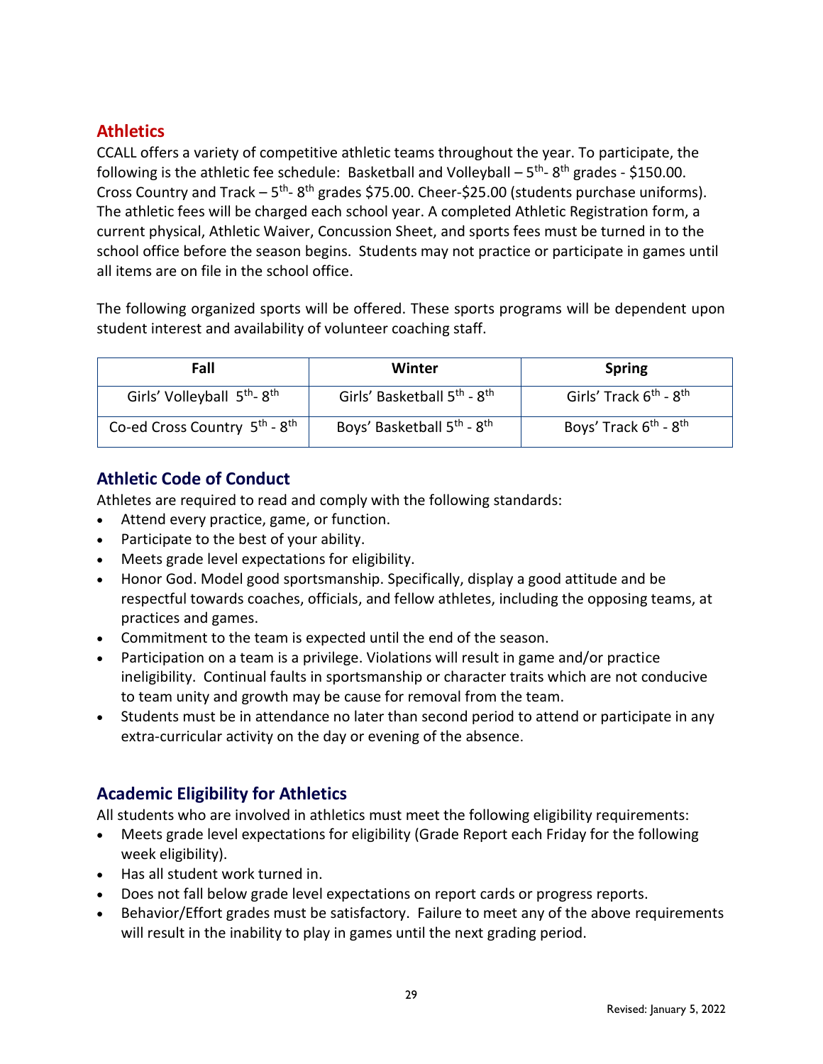## Athletics

CCALL offers a variety of competitive athletic teams throughout the year. To participate, the following is the athletic fee schedule: Basketball and Volleyball – 5$^{th}$- 8$^{th}$ grades - $150.00. Cross Country and Track – 5$^{th}$- 8$^{th}$ grades $75.00. Cheer-$25.00 (students purchase uniforms). The athletic fees will be charged each school year. A completed Athletic Registration form, a current physical, Athletic Waiver, Concussion Sheet, and sports fees must be turned in to the school office before the season begins. Students may not practice or participate in games until all items are on file in the school office.

The following organized sports will be offered. These sports programs will be dependent upon student interest and availability of volunteer coaching staff.

| Fall | Winter | Spring |
|---|---|---|
| Girls' Volleyball 5$^{th}$- 8$^{th}$ | Girls' Basketball 5$^{th}$ - 8$^{th}$ | Girls' Track 6$^{th}$ - 8$^{th}$ |
| Co-ed Cross Country 5$^{th}$ - 8$^{th}$ | Boys' Basketball 5$^{th}$ - 8$^{th}$ | Boys' Track 6$^{th}$ - 8$^{th}$ |

## Athletic Code of Conduct

Athletes are required to read and comply with the following standards:

- Attend every practice, game, or function.
- Participate to the best of your ability.
- Meets grade level expectations for eligibility.
- Honor God. Model good sportsmanship. Specifically, display a good attitude and be respectful towards coaches, officials, and fellow athletes, including the opposing teams, at practices and games.
- Commitment to the team is expected until the end of the season.
- Participation on a team is a privilege. Violations will result in game and/or practice ineligibility. Continual faults in sportsmanship or character traits which are not conducive to team unity and growth may be cause for removal from the team.
- Students must be in attendance no later than second period to attend or participate in any extra-curricular activity on the day or evening of the absence.

## Academic Eligibility for Athletics

All students who are involved in athletics must meet the following eligibility requirements:

- Meets grade level expectations for eligibility (Grade Report each Friday for the following week eligibility).
- Has all student work turned in.
- Does not fall below grade level expectations on report cards or progress reports.
- Behavior/Effort grades must be satisfactory. Failure to meet any of the above requirements will result in the inability to play in games until the next grading period.

Revised: January 5, 2022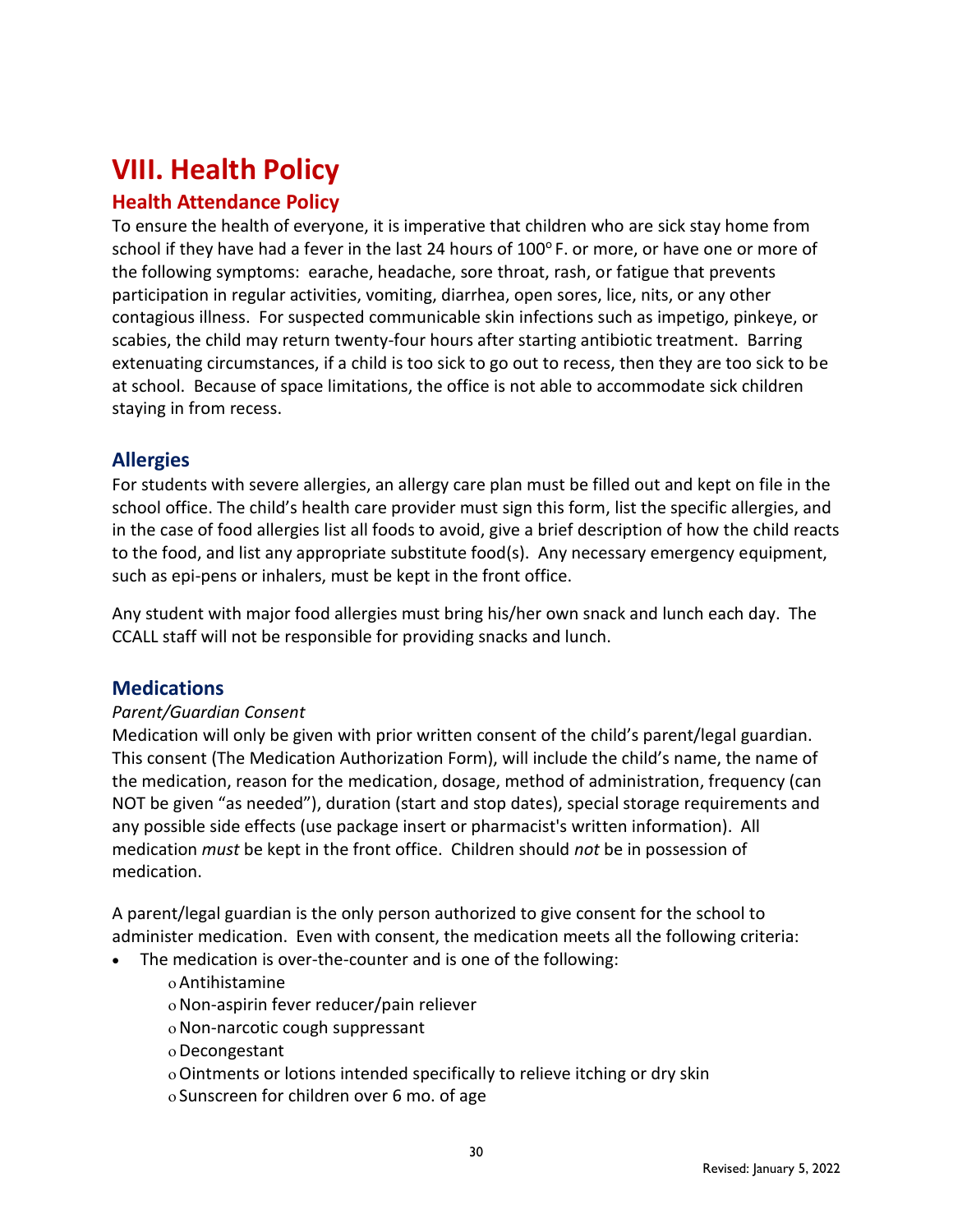# VIII. Health Policy

## Health Attendance Policy

To ensure the health of everyone, it is imperative that children who are sick stay home from school if they have had a fever in the last 24 hours of 100$^{o}$ F. or more, or have one or more of the following symptoms: earache, headache, sore throat, rash, or fatigue that prevents participation in regular activities, vomiting, diarrhea, open sores, lice, nits, or any other contagious illness. For suspected communicable skin infections such as impetigo, pinkeye, or scabies, the child may return twenty-four hours after starting antibiotic treatment. Barring extenuating circumstances, if a child is too sick to go out to recess, then they are too sick to be at school. Because of space limitations, the office is not able to accommodate sick children staying in from recess.

## Allergies

For students with severe allergies, an allergy care plan must be filled out and kept on file in the school office. The child's health care provider must sign this form, list the specific allergies, and in the case of food allergies list all foods to avoid, give a brief description of how the child reacts to the food, and list any appropriate substitute food(s). Any necessary emergency equipment, such as epi-pens or inhalers, must be kept in the front office.

Any student with major food allergies must bring his/her own snack and lunch each day. The CCALL staff will not be responsible for providing snacks and lunch.

## Medications

*Parent/Guardian Consent*

Medication will only be given with prior written consent of the child's parent/legal guardian. This consent (The Medication Authorization Form), will include the child's name, the name of the medication, reason for the medication, dosage, method of administration, frequency (can NOT be given "as needed"), duration (start and stop dates), special storage requirements and any possible side effects (use package insert or pharmacist's written information). All medication *must* be kept in the front office. Children should *not* be in possession of medication.

A parent/legal guardian is the only person authorized to give consent for the school to administer medication. Even with consent, the medication meets all the following criteria:

- The medication is over-the-counter and is one of the following:
  - Antihistamine
  - Non-aspirin fever reducer/pain reliever
  - Non-narcotic cough suppressant
  - Decongestant
  - Ointments or lotions intended specifically to relieve itching or dry skin
  - Sunscreen for children over 6 mo. of age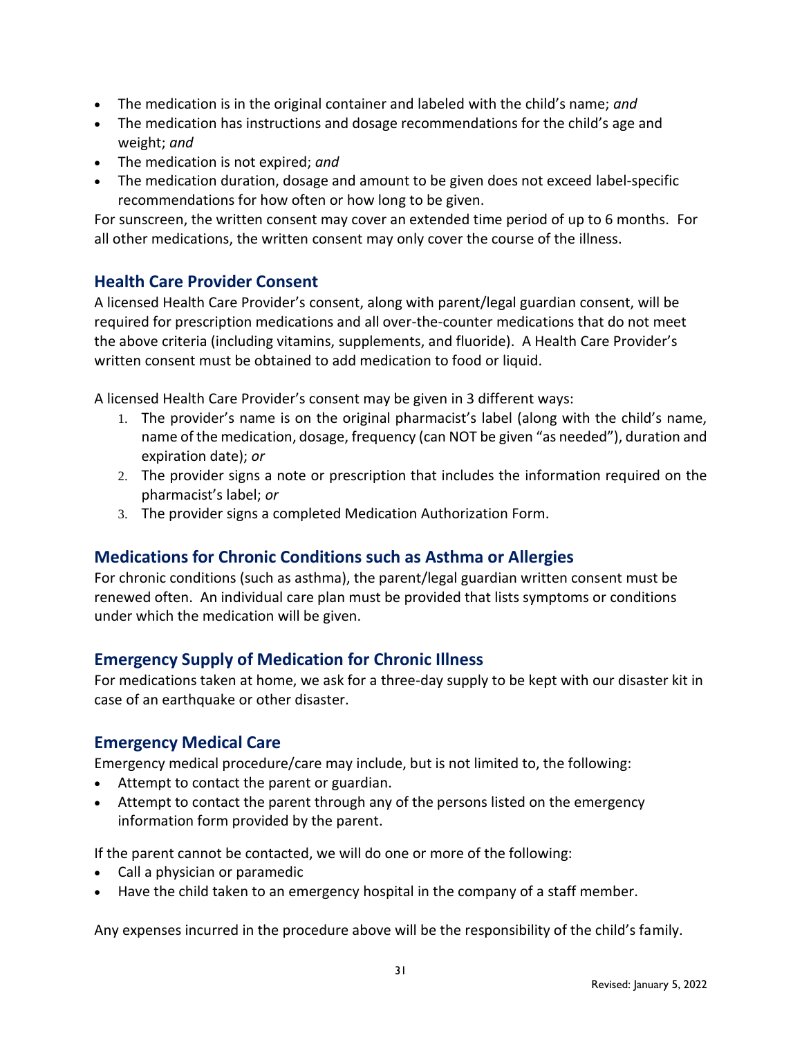- The medication is in the original container and labeled with the child's name; *and*
- The medication has instructions and dosage recommendations for the child's age and weight; *and*
- The medication is not expired; *and*
- The medication duration, dosage and amount to be given does not exceed label-specific recommendations for how often or how long to be given.

For sunscreen, the written consent may cover an extended time period of up to 6 months. For all other medications, the written consent may only cover the course of the illness.

## Health Care Provider Consent

A licensed Health Care Provider's consent, along with parent/legal guardian consent, will be required for prescription medications and all over-the-counter medications that do not meet the above criteria (including vitamins, supplements, and fluoride). A Health Care Provider's written consent must be obtained to add medication to food or liquid.

A licensed Health Care Provider's consent may be given in 3 different ways:

1. The provider's name is on the original pharmacist's label (along with the child's name, name of the medication, dosage, frequency (can NOT be given "as needed"), duration and expiration date); *or*
2. The provider signs a note or prescription that includes the information required on the pharmacist's label; *or*
3. The provider signs a completed Medication Authorization Form.

## Medications for Chronic Conditions such as Asthma or Allergies

For chronic conditions (such as asthma), the parent/legal guardian written consent must be renewed often. An individual care plan must be provided that lists symptoms or conditions under which the medication will be given.

## Emergency Supply of Medication for Chronic Illness

For medications taken at home, we ask for a three-day supply to be kept with our disaster kit in case of an earthquake or other disaster.

## Emergency Medical Care

Emergency medical procedure/care may include, but is not limited to, the following:

- Attempt to contact the parent or guardian.
- Attempt to contact the parent through any of the persons listed on the emergency information form provided by the parent.

If the parent cannot be contacted, we will do one or more of the following:

- Call a physician or paramedic
- Have the child taken to an emergency hospital in the company of a staff member.

Any expenses incurred in the procedure above will be the responsibility of the child's family.